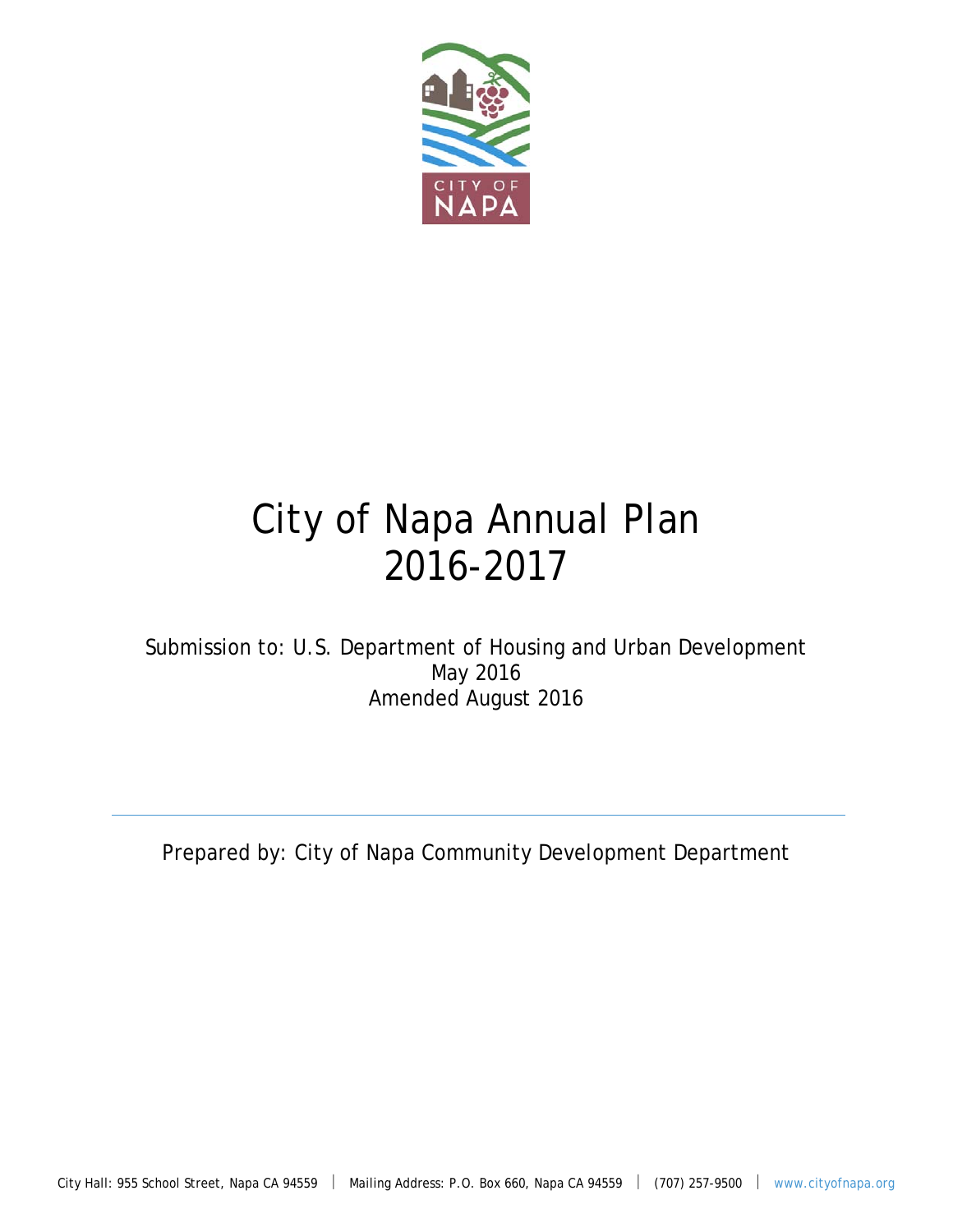# City of Napa Annual Plan 2016-2017

Submission to: U.S. Department of Housing and Urban Development
May 2016
Amended August 2016

---

Prepared by: City of Napa Community Development Department

City Hall: 955 School Street, Napa CA 94559 | Mailing Address: P.O. Box 660, Napa CA 94559 | (707) 257-9500 | www.cityofnapa.org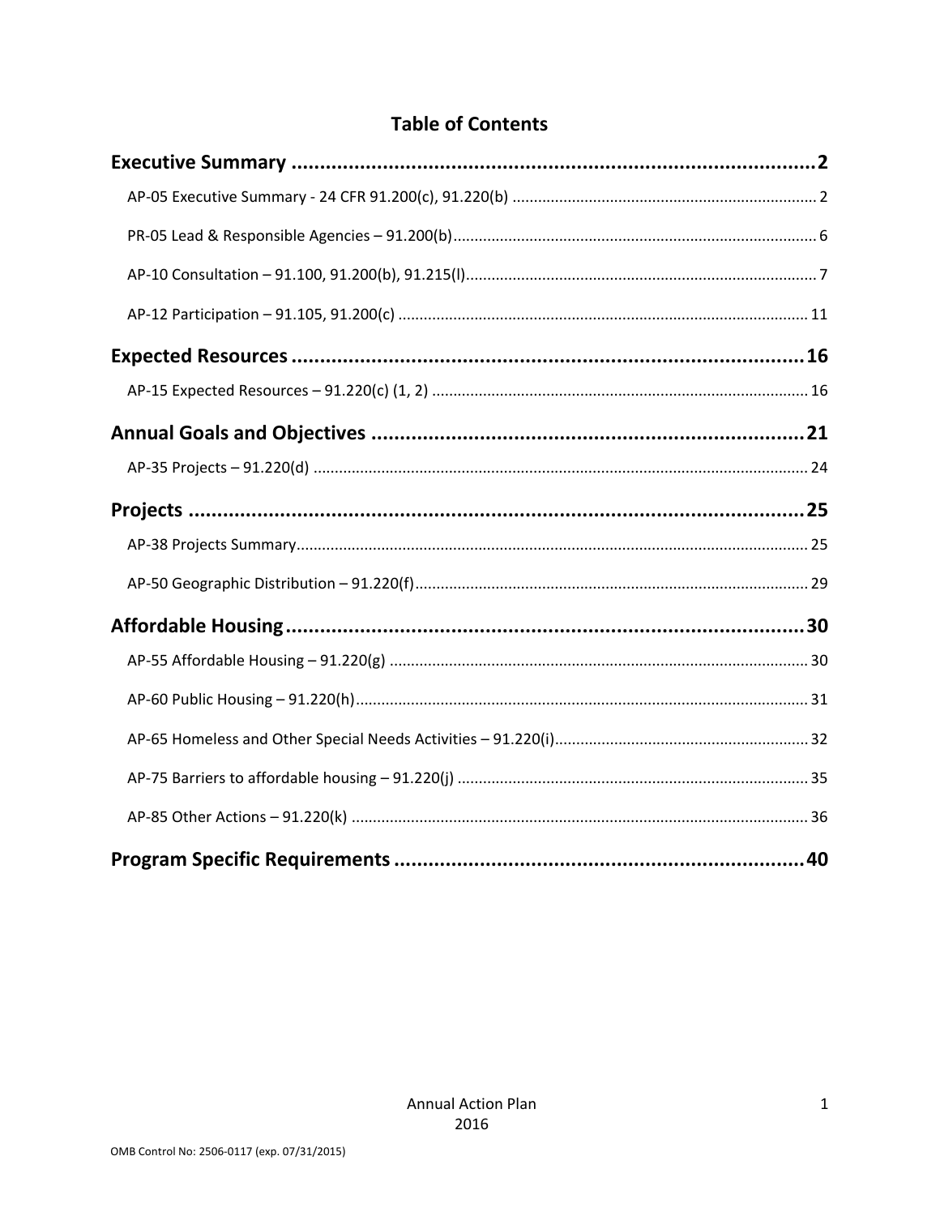# Table of Contents

**Executive Summary** ........................................................................ 2

- AP-05 Executive Summary - 24 CFR 91.200(c), 91.220(b) ........................................ 2
- PR-05 Lead & Responsible Agencies – 91.200(b) ................................................ 6
- AP-10 Consultation – 91.100, 91.200(b), 91.215(l) ............................................ 7
- AP-12 Participation – 91.105, 91.200(c) ..................................................... 11

**Expected Resources** ...................................................................... 16

- AP-15 Expected Resources – 91.220(c) (1, 2) ................................................. 16

**Annual Goals and Objectives** ............................................................. 21

- AP-35 Projects – 91.220(d) .................................................................. 24

**Projects** ................................................................................ 25

- AP-38 Projects Summary ...................................................................... 25
- AP-50 Geographic Distribution – 91.220(f) ................................................... 29

**Affordable Housing** ....................................................................... 30

- AP-55 Affordable Housing – 91.220(g) ........................................................ 30
- AP-60 Public Housing – 91.220(h) ............................................................ 31
- AP-65 Homeless and Other Special Needs Activities – 91.220(i) ............................... 32
- AP-75 Barriers to affordable housing – 91.220(j) ............................................ 35
- AP-85 Other Actions – 91.220(k) ............................................................. 36

**Program Specific Requirements** ........................................................... 40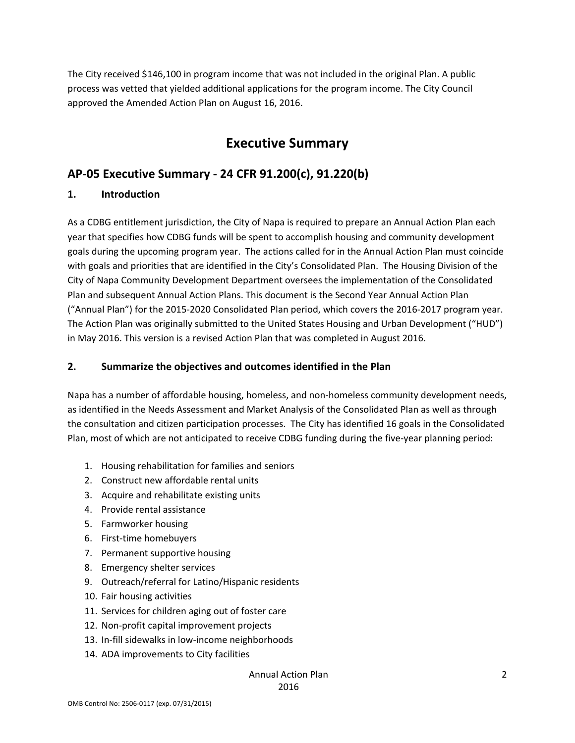The City received $146,100 in program income that was not included in the original Plan. A public process was vetted that yielded additional applications for the program income. The City Council approved the Amended Action Plan on August 16, 2016.

# Executive Summary

## AP-05 Executive Summary - 24 CFR 91.200(c), 91.220(b)

### 1. Introduction

As a CDBG entitlement jurisdiction, the City of Napa is required to prepare an Annual Action Plan each year that specifies how CDBG funds will be spent to accomplish housing and community development goals during the upcoming program year. The actions called for in the Annual Action Plan must coincide with goals and priorities that are identified in the City's Consolidated Plan. The Housing Division of the City of Napa Community Development Department oversees the implementation of the Consolidated Plan and subsequent Annual Action Plans. This document is the Second Year Annual Action Plan ("Annual Plan") for the 2015-2020 Consolidated Plan period, which covers the 2016-2017 program year. The Action Plan was originally submitted to the United States Housing and Urban Development ("HUD") in May 2016. This version is a revised Action Plan that was completed in August 2016.

### 2. Summarize the objectives and outcomes identified in the Plan

Napa has a number of affordable housing, homeless, and non-homeless community development needs, as identified in the Needs Assessment and Market Analysis of the Consolidated Plan as well as through the consultation and citizen participation processes. The City has identified 16 goals in the Consolidated Plan, most of which are not anticipated to receive CDBG funding during the five-year planning period:

1. Housing rehabilitation for families and seniors
2. Construct new affordable rental units
3. Acquire and rehabilitate existing units
4. Provide rental assistance
5. Farmworker housing
6. First-time homebuyers
7. Permanent supportive housing
8. Emergency shelter services
9. Outreach/referral for Latino/Hispanic residents
10. Fair housing activities
11. Services for children aging out of foster care
12. Non-profit capital improvement projects
13. In-fill sidewalks in low-income neighborhoods
14. ADA improvements to City facilities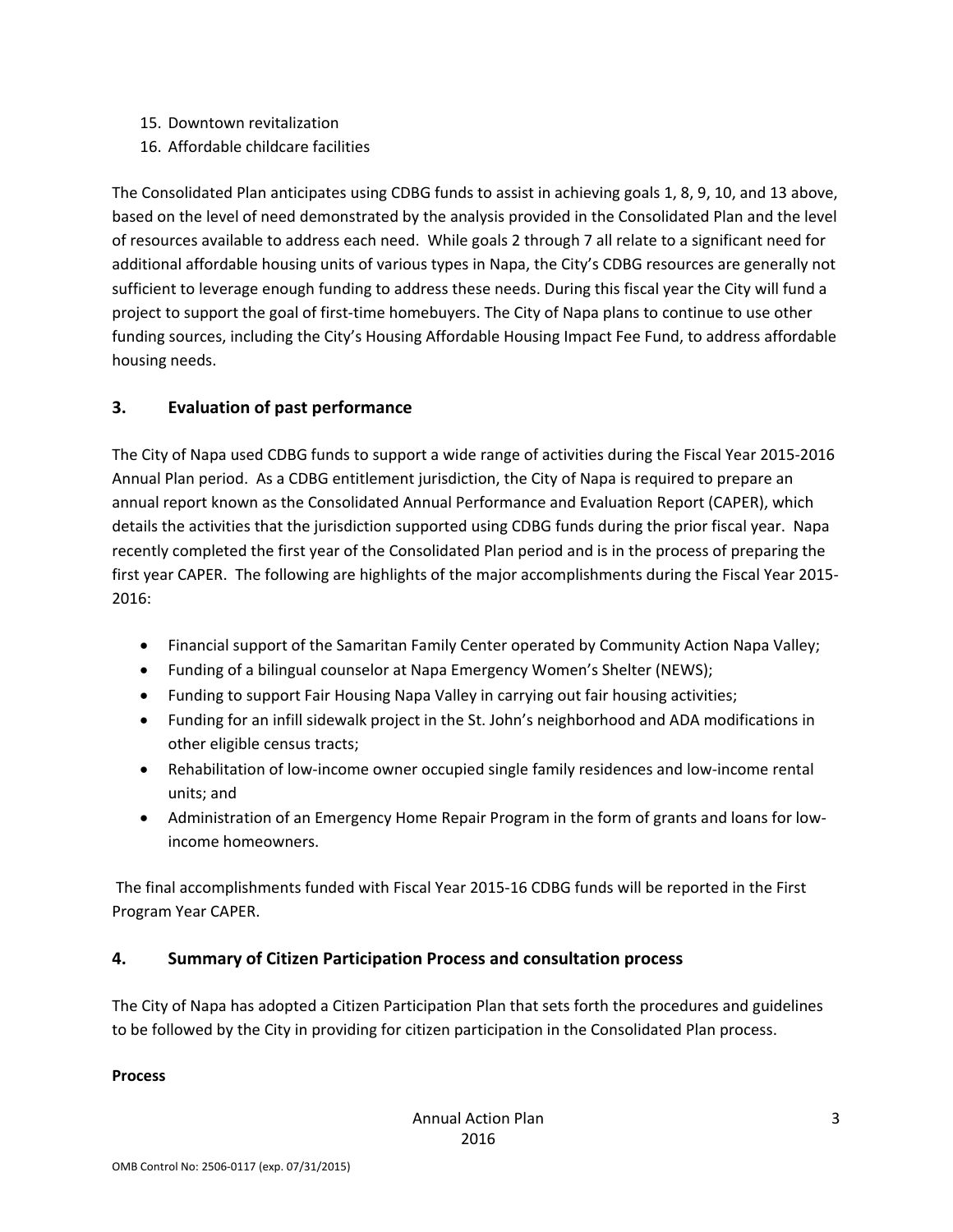15. Downtown revitalization
16. Affordable childcare facilities

The Consolidated Plan anticipates using CDBG funds to assist in achieving goals 1, 8, 9, 10, and 13 above, based on the level of need demonstrated by the analysis provided in the Consolidated Plan and the level of resources available to address each need. While goals 2 through 7 all relate to a significant need for additional affordable housing units of various types in Napa, the City's CDBG resources are generally not sufficient to leverage enough funding to address these needs. During this fiscal year the City will fund a project to support the goal of first-time homebuyers. The City of Napa plans to continue to use other funding sources, including the City's Housing Affordable Housing Impact Fee Fund, to address affordable housing needs.

## 3. Evaluation of past performance

The City of Napa used CDBG funds to support a wide range of activities during the Fiscal Year 2015-2016 Annual Plan period. As a CDBG entitlement jurisdiction, the City of Napa is required to prepare an annual report known as the Consolidated Annual Performance and Evaluation Report (CAPER), which details the activities that the jurisdiction supported using CDBG funds during the prior fiscal year. Napa recently completed the first year of the Consolidated Plan period and is in the process of preparing the first year CAPER. The following are highlights of the major accomplishments during the Fiscal Year 2015-2016:

- Financial support of the Samaritan Family Center operated by Community Action Napa Valley;
- Funding of a bilingual counselor at Napa Emergency Women's Shelter (NEWS);
- Funding to support Fair Housing Napa Valley in carrying out fair housing activities;
- Funding for an infill sidewalk project in the St. John's neighborhood and ADA modifications in other eligible census tracts;
- Rehabilitation of low-income owner occupied single family residences and low-income rental units; and
- Administration of an Emergency Home Repair Program in the form of grants and loans for low-income homeowners.

The final accomplishments funded with Fiscal Year 2015-16 CDBG funds will be reported in the First Program Year CAPER.

## 4. Summary of Citizen Participation Process and consultation process

The City of Napa has adopted a Citizen Participation Plan that sets forth the procedures and guidelines to be followed by the City in providing for citizen participation in the Consolidated Plan process.

**Process**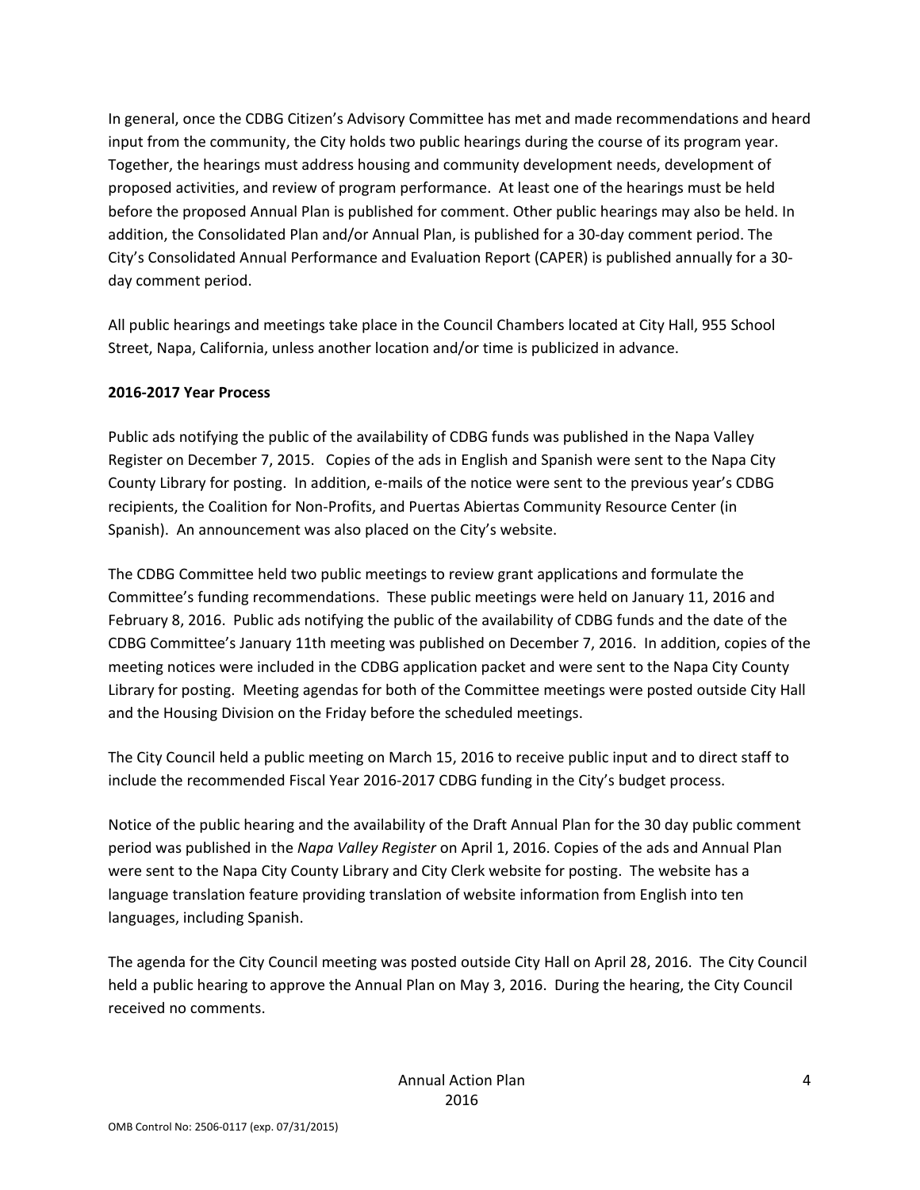In general, once the CDBG Citizen's Advisory Committee has met and made recommendations and heard input from the community, the City holds two public hearings during the course of its program year. Together, the hearings must address housing and community development needs, development of proposed activities, and review of program performance. At least one of the hearings must be held before the proposed Annual Plan is published for comment. Other public hearings may also be held. In addition, the Consolidated Plan and/or Annual Plan, is published for a 30-day comment period. The City's Consolidated Annual Performance and Evaluation Report (CAPER) is published annually for a 30-day comment period.

All public hearings and meetings take place in the Council Chambers located at City Hall, 955 School Street, Napa, California, unless another location and/or time is publicized in advance.

**2016-2017 Year Process**

Public ads notifying the public of the availability of CDBG funds was published in the Napa Valley Register on December 7, 2015. Copies of the ads in English and Spanish were sent to the Napa City County Library for posting. In addition, e-mails of the notice were sent to the previous year's CDBG recipients, the Coalition for Non-Profits, and Puertas Abiertas Community Resource Center (in Spanish). An announcement was also placed on the City's website.

The CDBG Committee held two public meetings to review grant applications and formulate the Committee's funding recommendations. These public meetings were held on January 11, 2016 and February 8, 2016. Public ads notifying the public of the availability of CDBG funds and the date of the CDBG Committee's January 11th meeting was published on December 7, 2016. In addition, copies of the meeting notices were included in the CDBG application packet and were sent to the Napa City County Library for posting. Meeting agendas for both of the Committee meetings were posted outside City Hall and the Housing Division on the Friday before the scheduled meetings.

The City Council held a public meeting on March 15, 2016 to receive public input and to direct staff to include the recommended Fiscal Year 2016-2017 CDBG funding in the City's budget process.

Notice of the public hearing and the availability of the Draft Annual Plan for the 30 day public comment period was published in the *Napa Valley Register* on April 1, 2016. Copies of the ads and Annual Plan were sent to the Napa City County Library and City Clerk website for posting. The website has a language translation feature providing translation of website information from English into ten languages, including Spanish.

The agenda for the City Council meeting was posted outside City Hall on April 28, 2016. The City Council held a public hearing to approve the Annual Plan on May 3, 2016. During the hearing, the City Council received no comments.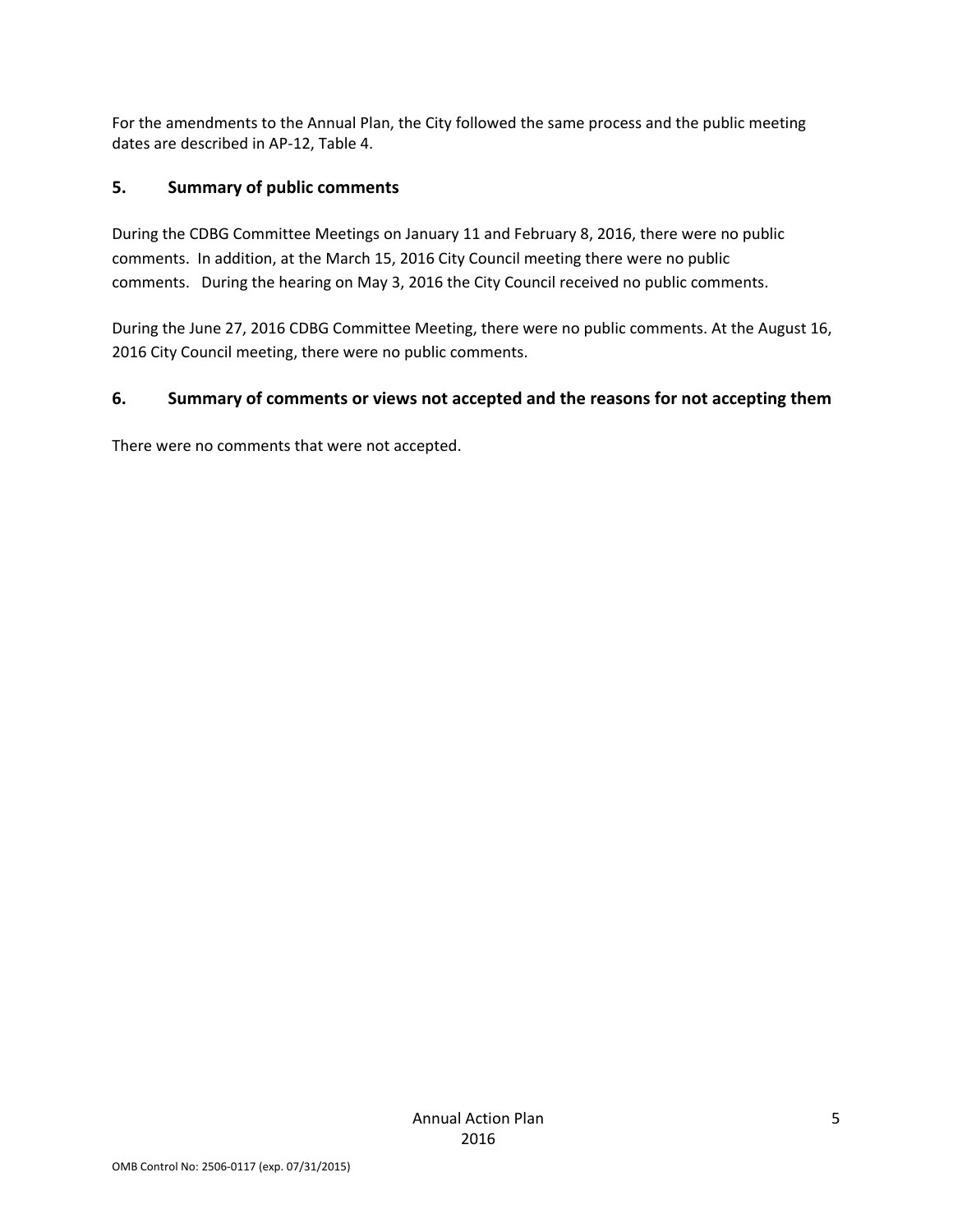For the amendments to the Annual Plan, the City followed the same process and the public meeting dates are described in AP-12, Table 4.

## 5. Summary of public comments

During the CDBG Committee Meetings on January 11 and February 8, 2016, there were no public comments. In addition, at the March 15, 2016 City Council meeting there were no public comments. During the hearing on May 3, 2016 the City Council received no public comments.

During the June 27, 2016 CDBG Committee Meeting, there were no public comments. At the August 16, 2016 City Council meeting, there were no public comments.

## 6. Summary of comments or views not accepted and the reasons for not accepting them

There were no comments that were not accepted.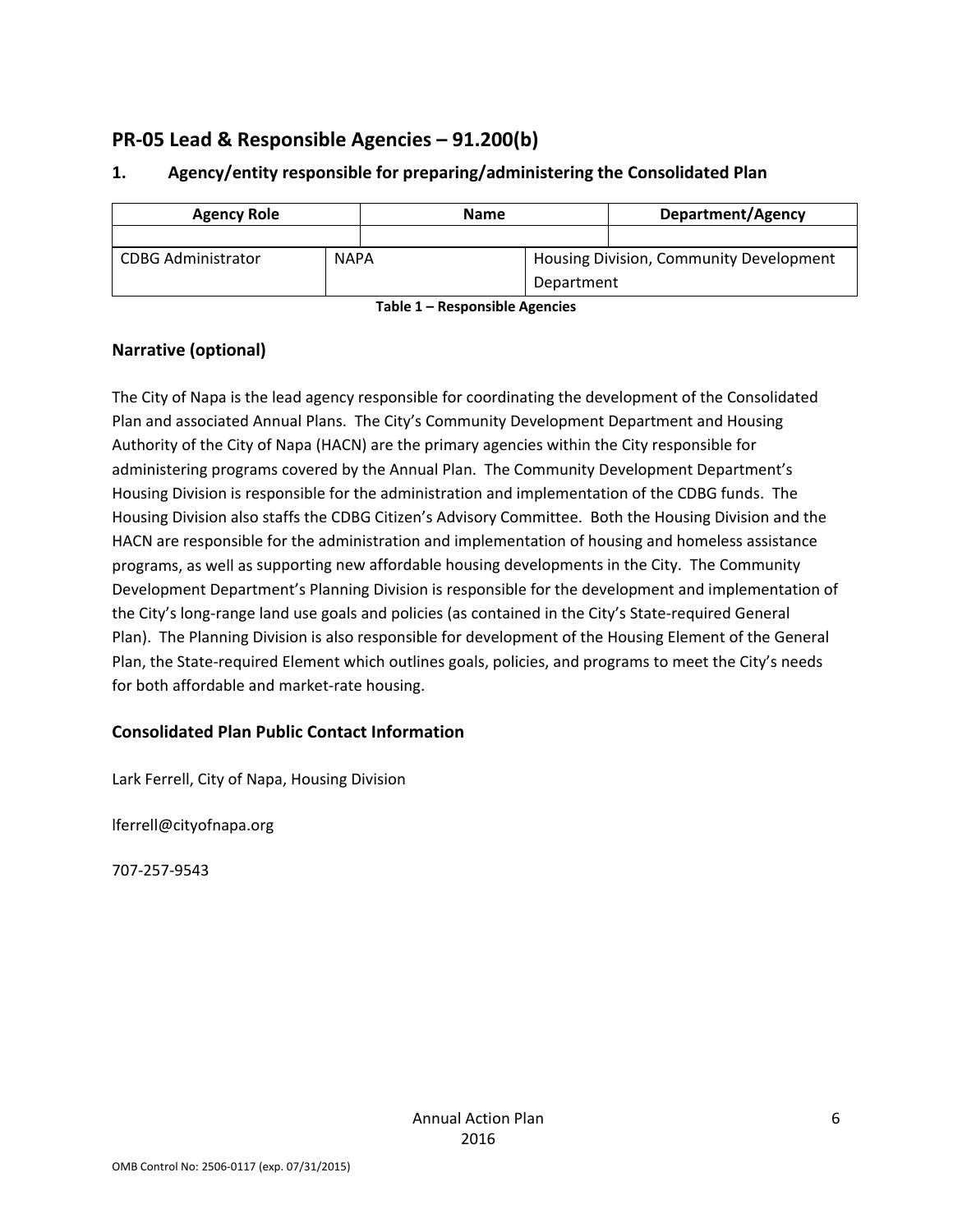## PR-05 Lead & Responsible Agencies – 91.200(b)

### 1. Agency/entity responsible for preparing/administering the Consolidated Plan

| Agency Role | Name | Department/Agency |
|---|---|---|
| | | |
| CDBG Administrator | NAPA | Housing Division, Community Development Department |

**Table 1 – Responsible Agencies**

### Narrative (optional)

The City of Napa is the lead agency responsible for coordinating the development of the Consolidated Plan and associated Annual Plans. The City's Community Development Department and Housing Authority of the City of Napa (HACN) are the primary agencies within the City responsible for administering programs covered by the Annual Plan. The Community Development Department's Housing Division is responsible for the administration and implementation of the CDBG funds. The Housing Division also staffs the CDBG Citizen's Advisory Committee. Both the Housing Division and the HACN are responsible for the administration and implementation of housing and homeless assistance programs, as well as supporting new affordable housing developments in the City. The Community Development Department's Planning Division is responsible for the development and implementation of the City's long-range land use goals and policies (as contained in the City's State-required General Plan). The Planning Division is also responsible for development of the Housing Element of the General Plan, the State-required Element which outlines goals, policies, and programs to meet the City's needs for both affordable and market-rate housing.

### Consolidated Plan Public Contact Information

Lark Ferrell, City of Napa, Housing Division

lferrell@cityofnapa.org

707-257-9543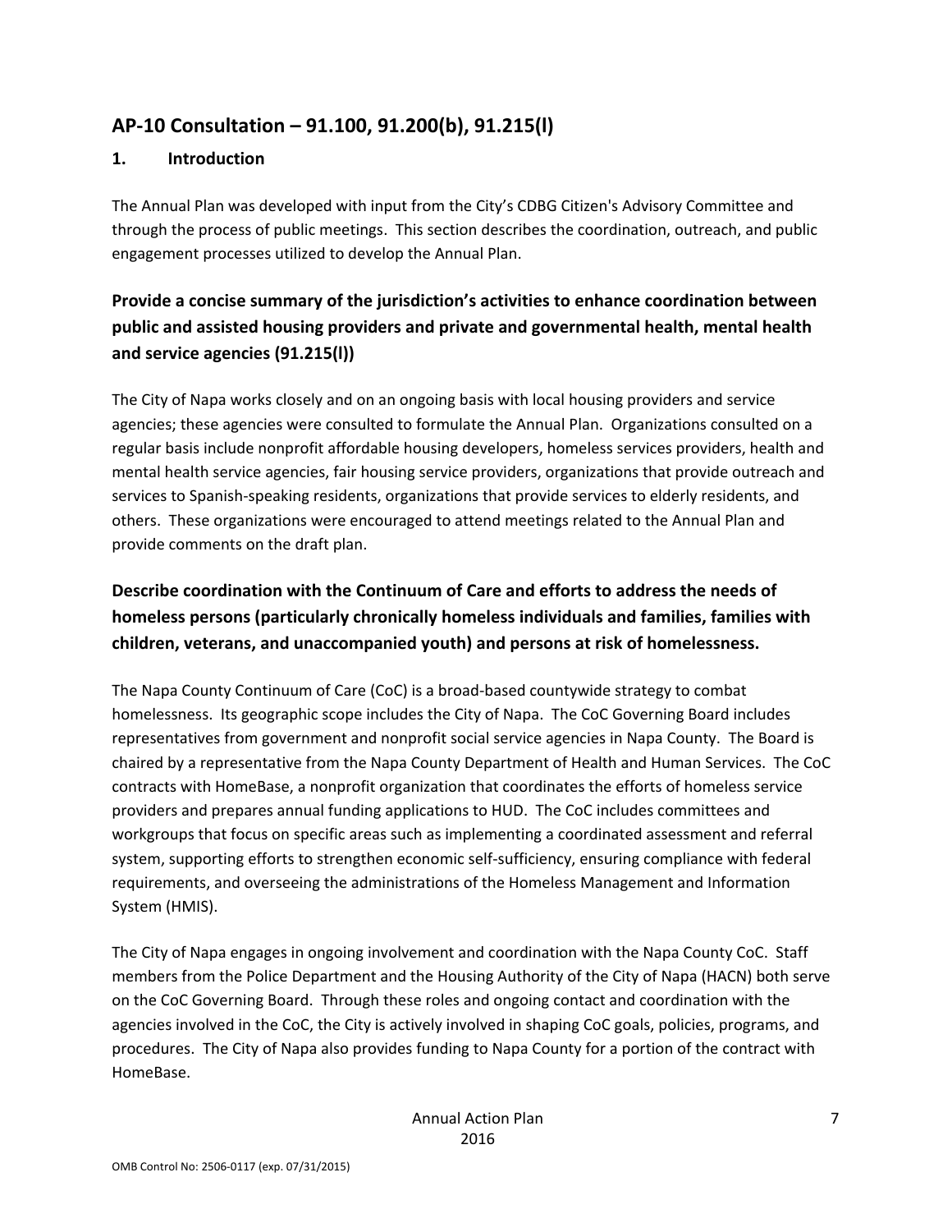## AP-10 Consultation – 91.100, 91.200(b), 91.215(l)

### 1. Introduction

The Annual Plan was developed with input from the City's CDBG Citizen's Advisory Committee and through the process of public meetings. This section describes the coordination, outreach, and public engagement processes utilized to develop the Annual Plan.

### Provide a concise summary of the jurisdiction's activities to enhance coordination between public and assisted housing providers and private and governmental health, mental health and service agencies (91.215(l))

The City of Napa works closely and on an ongoing basis with local housing providers and service agencies; these agencies were consulted to formulate the Annual Plan. Organizations consulted on a regular basis include nonprofit affordable housing developers, homeless services providers, health and mental health service agencies, fair housing service providers, organizations that provide outreach and services to Spanish-speaking residents, organizations that provide services to elderly residents, and others. These organizations were encouraged to attend meetings related to the Annual Plan and provide comments on the draft plan.

### Describe coordination with the Continuum of Care and efforts to address the needs of homeless persons (particularly chronically homeless individuals and families, families with children, veterans, and unaccompanied youth) and persons at risk of homelessness.

The Napa County Continuum of Care (CoC) is a broad-based countywide strategy to combat homelessness. Its geographic scope includes the City of Napa. The CoC Governing Board includes representatives from government and nonprofit social service agencies in Napa County. The Board is chaired by a representative from the Napa County Department of Health and Human Services. The CoC contracts with HomeBase, a nonprofit organization that coordinates the efforts of homeless service providers and prepares annual funding applications to HUD. The CoC includes committees and workgroups that focus on specific areas such as implementing a coordinated assessment and referral system, supporting efforts to strengthen economic self-sufficiency, ensuring compliance with federal requirements, and overseeing the administrations of the Homeless Management and Information System (HMIS).

The City of Napa engages in ongoing involvement and coordination with the Napa County CoC. Staff members from the Police Department and the Housing Authority of the City of Napa (HACN) both serve on the CoC Governing Board. Through these roles and ongoing contact and coordination with the agencies involved in the CoC, the City is actively involved in shaping CoC goals, policies, programs, and procedures. The City of Napa also provides funding to Napa County for a portion of the contract with HomeBase.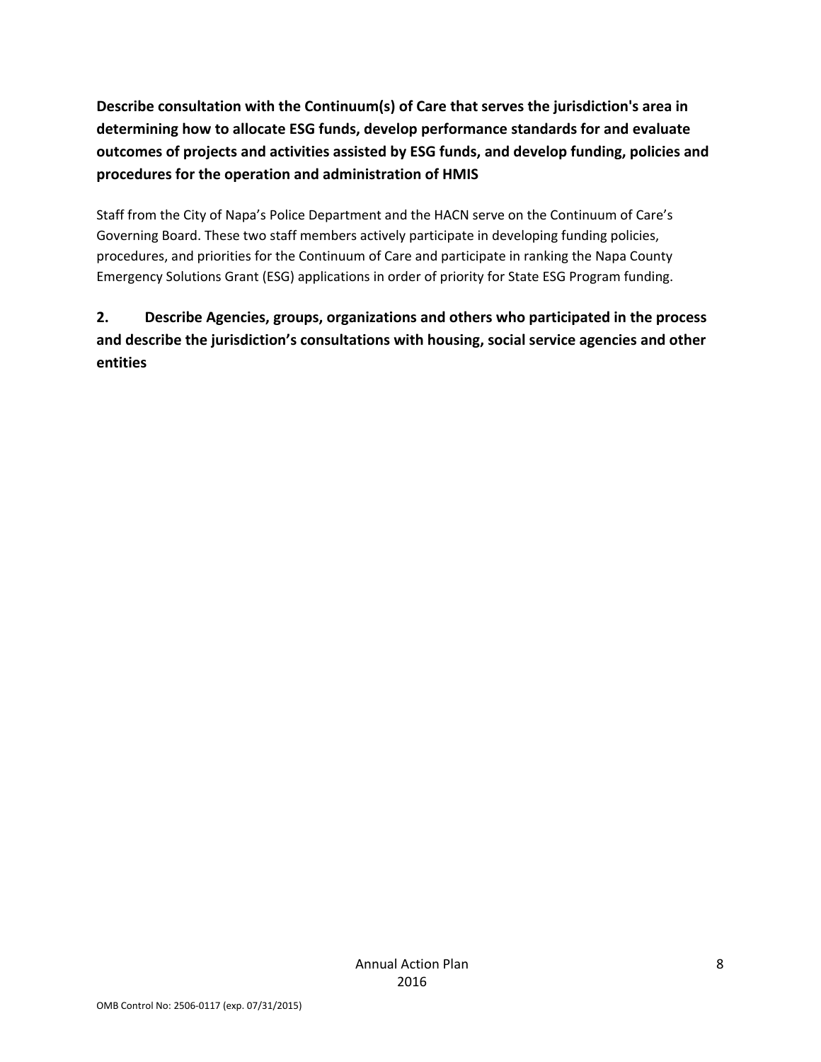**Describe consultation with the Continuum(s) of Care that serves the jurisdiction's area in determining how to allocate ESG funds, develop performance standards for and evaluate outcomes of projects and activities assisted by ESG funds, and develop funding, policies and procedures for the operation and administration of HMIS**

Staff from the City of Napa's Police Department and the HACN serve on the Continuum of Care's Governing Board. These two staff members actively participate in developing funding policies, procedures, and priorities for the Continuum of Care and participate in ranking the Napa County Emergency Solutions Grant (ESG) applications in order of priority for State ESG Program funding.

**2. Describe Agencies, groups, organizations and others who participated in the process and describe the jurisdiction's consultations with housing, social service agencies and other entities**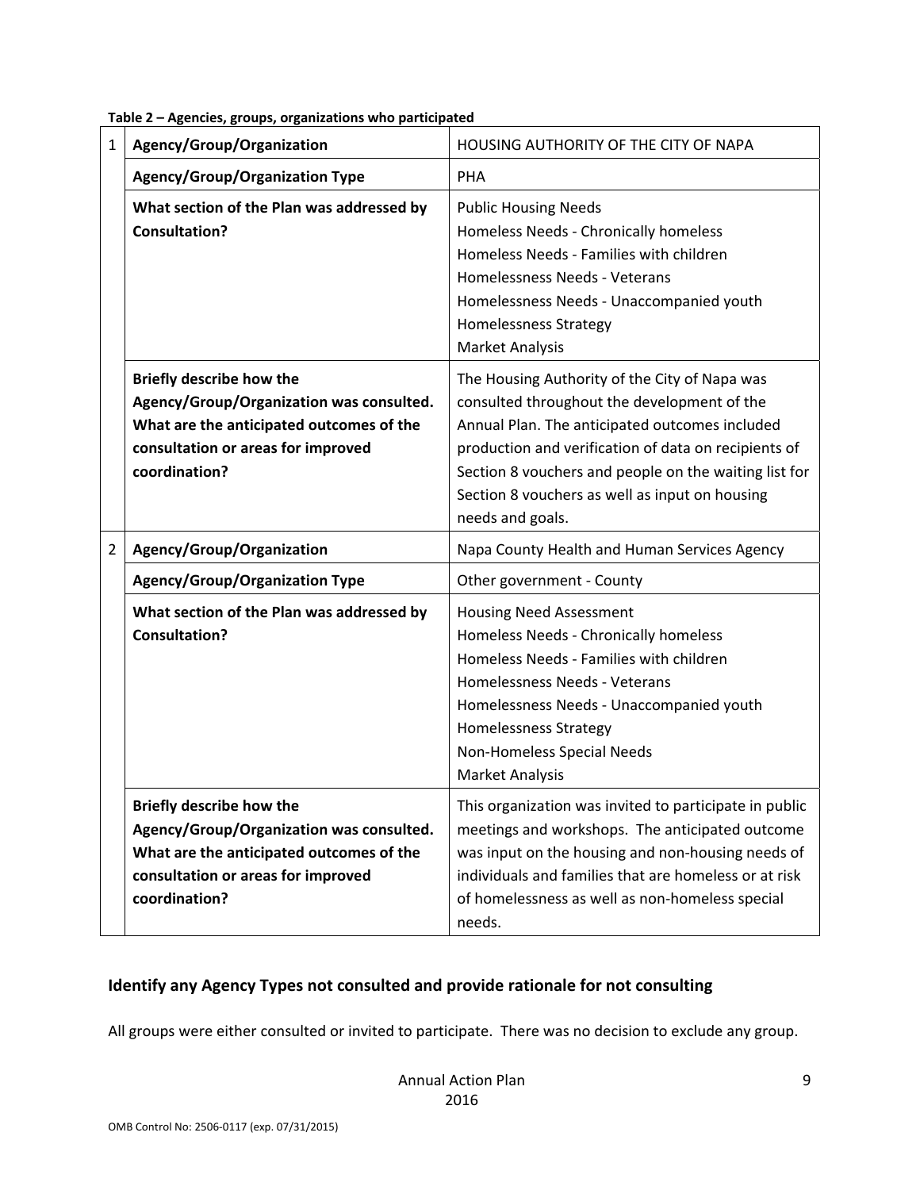**Table 2 – Agencies, groups, organizations who participated**

| | | |
|---|---|---|
| 1 | **Agency/Group/Organization** | HOUSING AUTHORITY OF THE CITY OF NAPA |
| | **Agency/Group/Organization Type** | PHA |
| | **What section of the Plan was addressed by Consultation?** | Public Housing Needs<br>Homeless Needs - Chronically homeless<br>Homeless Needs - Families with children<br>Homelessness Needs - Veterans<br>Homelessness Needs - Unaccompanied youth<br>Homelessness Strategy<br>Market Analysis |
| | **Briefly describe how the Agency/Group/Organization was consulted. What are the anticipated outcomes of the consultation or areas for improved coordination?** | The Housing Authority of the City of Napa was consulted throughout the development of the Annual Plan. The anticipated outcomes included production and verification of data on recipients of Section 8 vouchers and people on the waiting list for Section 8 vouchers as well as input on housing needs and goals. |
| 2 | **Agency/Group/Organization** | Napa County Health and Human Services Agency |
| | **Agency/Group/Organization Type** | Other government - County |
| | **What section of the Plan was addressed by Consultation?** | Housing Need Assessment<br>Homeless Needs - Chronically homeless<br>Homeless Needs - Families with children<br>Homelessness Needs - Veterans<br>Homelessness Needs - Unaccompanied youth<br>Homelessness Strategy<br>Non-Homeless Special Needs<br>Market Analysis |
| | **Briefly describe how the Agency/Group/Organization was consulted. What are the anticipated outcomes of the consultation or areas for improved coordination?** | This organization was invited to participate in public meetings and workshops. The anticipated outcome was input on the housing and non-housing needs of individuals and families that are homeless or at risk of homelessness as well as non-homeless special needs. |

## Identify any Agency Types not consulted and provide rationale for not consulting

All groups were either consulted or invited to participate. There was no decision to exclude any group.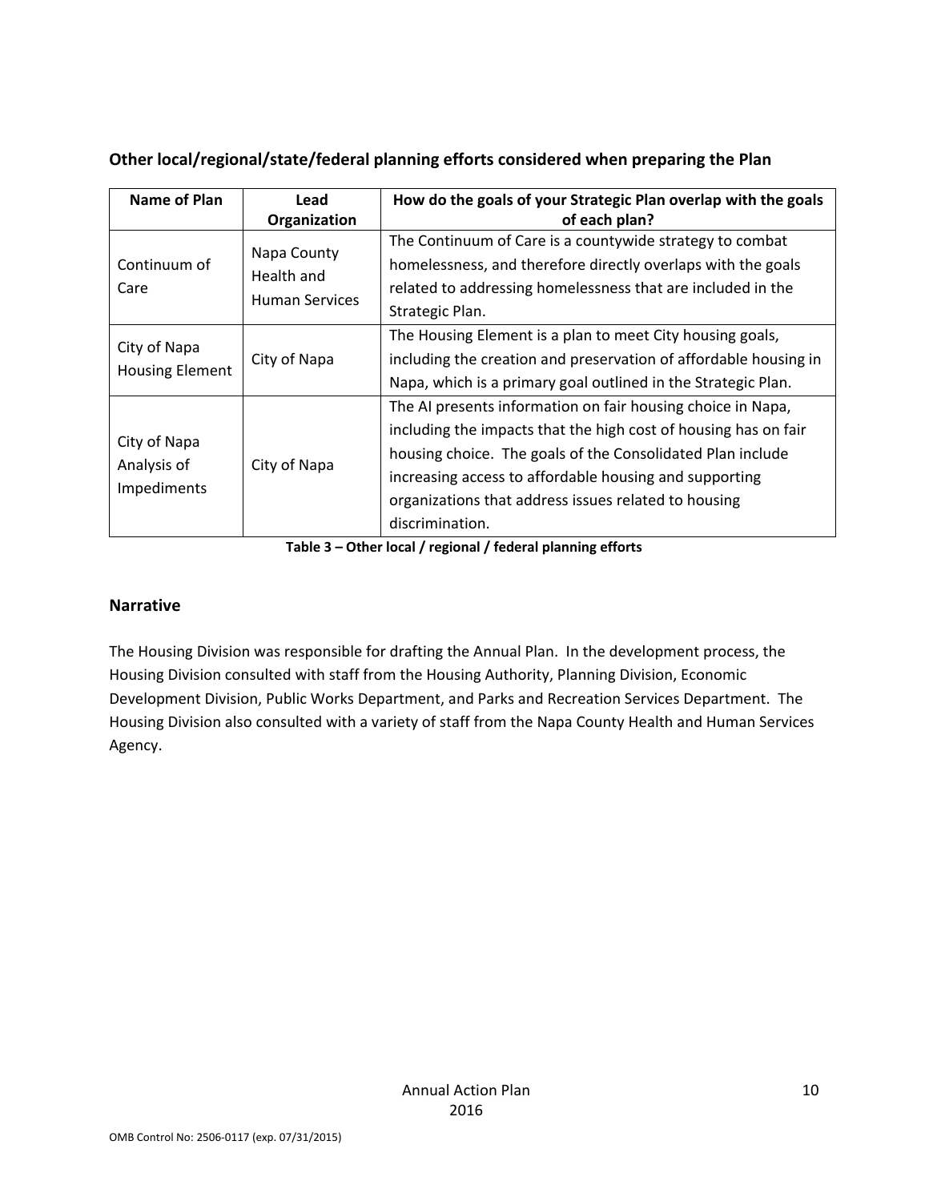### Other local/regional/state/federal planning efforts considered when preparing the Plan

| Name of Plan | Lead Organization | How do the goals of your Strategic Plan overlap with the goals of each plan? |
|---|---|---|
| Continuum of Care | Napa County Health and Human Services | The Continuum of Care is a countywide strategy to combat homelessness, and therefore directly overlaps with the goals related to addressing homelessness that are included in the Strategic Plan. |
| City of Napa Housing Element | City of Napa | The Housing Element is a plan to meet City housing goals, including the creation and preservation of affordable housing in Napa, which is a primary goal outlined in the Strategic Plan. |
| City of Napa Analysis of Impediments | City of Napa | The AI presents information on fair housing choice in Napa, including the impacts that the high cost of housing has on fair housing choice. The goals of the Consolidated Plan include increasing access to affordable housing and supporting organizations that address issues related to housing discrimination. |

**Table 3 – Other local / regional / federal planning efforts**

### Narrative

The Housing Division was responsible for drafting the Annual Plan. In the development process, the Housing Division consulted with staff from the Housing Authority, Planning Division, Economic Development Division, Public Works Department, and Parks and Recreation Services Department. The Housing Division also consulted with a variety of staff from the Napa County Health and Human Services Agency.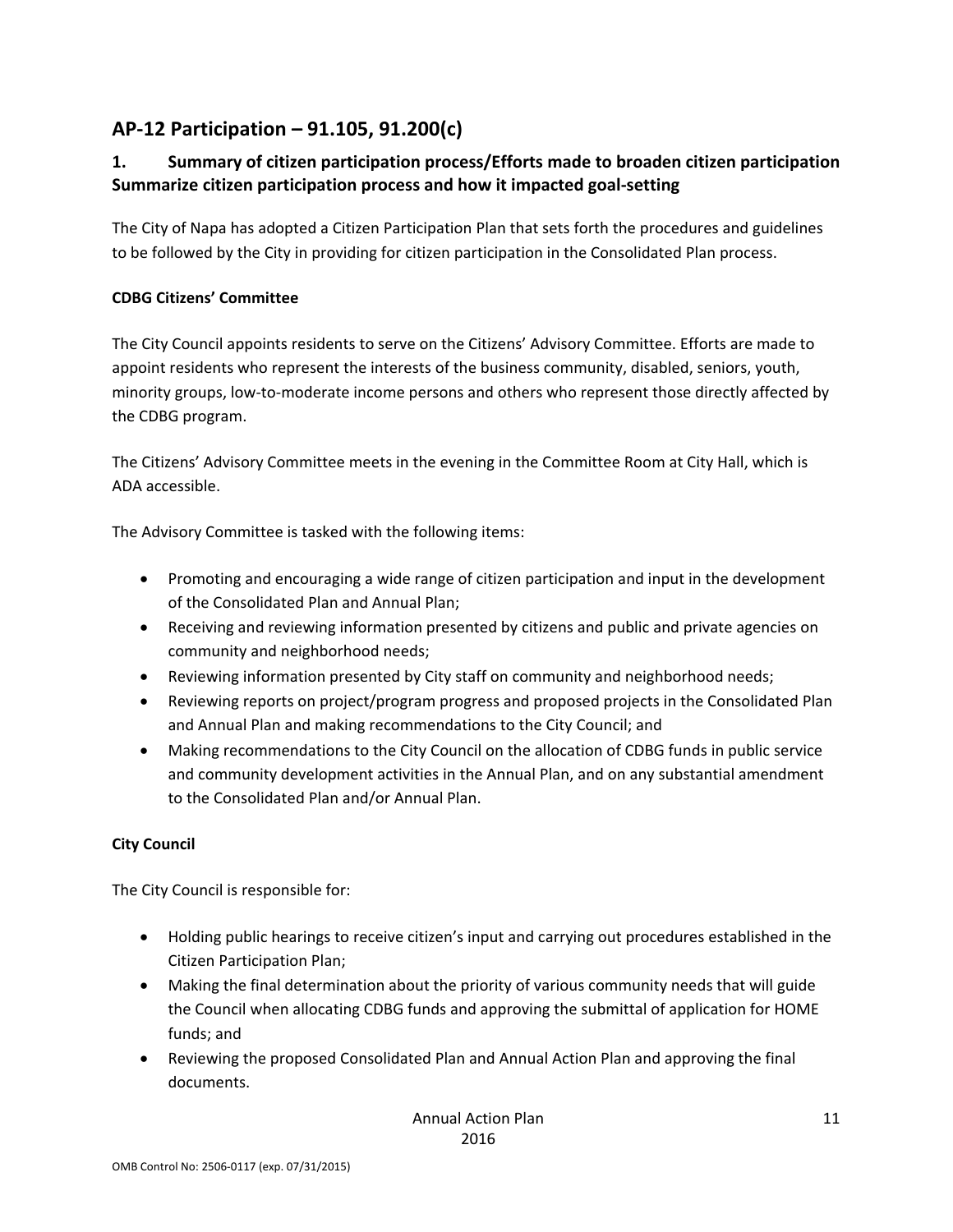## AP-12 Participation – 91.105, 91.200(c)

### 1. Summary of citizen participation process/Efforts made to broaden citizen participation Summarize citizen participation process and how it impacted goal-setting

The City of Napa has adopted a Citizen Participation Plan that sets forth the procedures and guidelines to be followed by the City in providing for citizen participation in the Consolidated Plan process.

**CDBG Citizens' Committee**

The City Council appoints residents to serve on the Citizens' Advisory Committee. Efforts are made to appoint residents who represent the interests of the business community, disabled, seniors, youth, minority groups, low-to-moderate income persons and others who represent those directly affected by the CDBG program.

The Citizens' Advisory Committee meets in the evening in the Committee Room at City Hall, which is ADA accessible.

The Advisory Committee is tasked with the following items:

- Promoting and encouraging a wide range of citizen participation and input in the development of the Consolidated Plan and Annual Plan;
- Receiving and reviewing information presented by citizens and public and private agencies on community and neighborhood needs;
- Reviewing information presented by City staff on community and neighborhood needs;
- Reviewing reports on project/program progress and proposed projects in the Consolidated Plan and Annual Plan and making recommendations to the City Council; and
- Making recommendations to the City Council on the allocation of CDBG funds in public service and community development activities in the Annual Plan, and on any substantial amendment to the Consolidated Plan and/or Annual Plan.

**City Council**

The City Council is responsible for:

- Holding public hearings to receive citizen's input and carrying out procedures established in the Citizen Participation Plan;
- Making the final determination about the priority of various community needs that will guide the Council when allocating CDBG funds and approving the submittal of application for HOME funds; and
- Reviewing the proposed Consolidated Plan and Annual Action Plan and approving the final documents.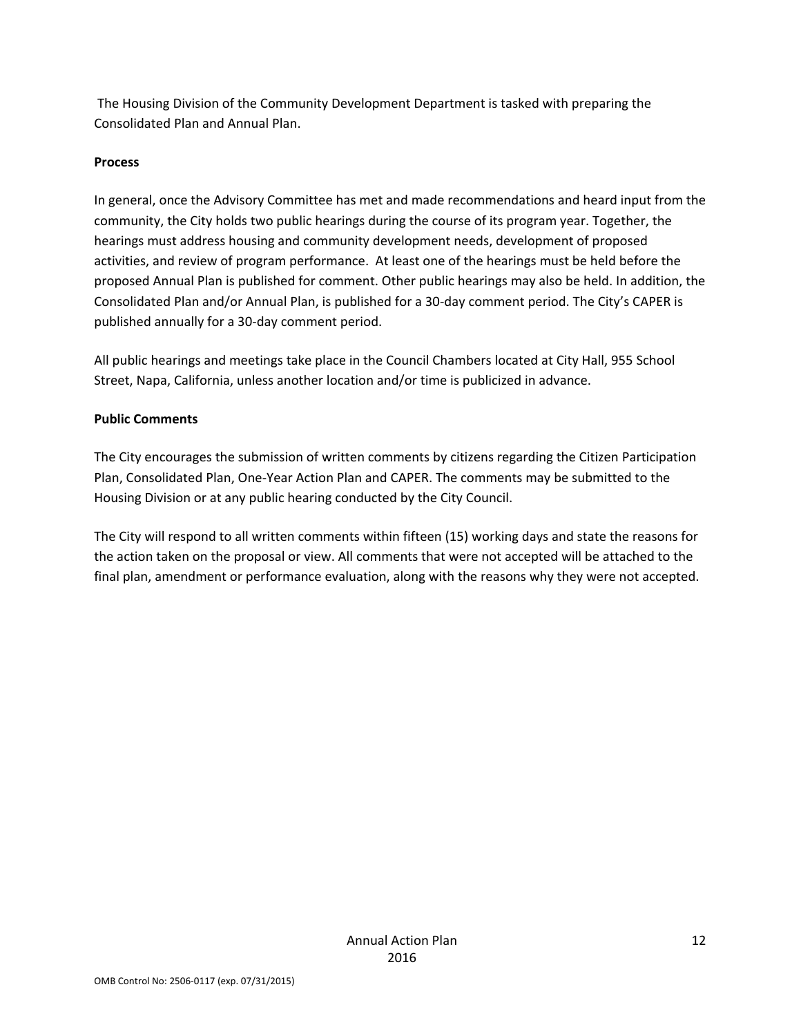The Housing Division of the Community Development Department is tasked with preparing the Consolidated Plan and Annual Plan.

**Process**

In general, once the Advisory Committee has met and made recommendations and heard input from the community, the City holds two public hearings during the course of its program year. Together, the hearings must address housing and community development needs, development of proposed activities, and review of program performance. At least one of the hearings must be held before the proposed Annual Plan is published for comment. Other public hearings may also be held. In addition, the Consolidated Plan and/or Annual Plan, is published for a 30-day comment period. The City's CAPER is published annually for a 30-day comment period.

All public hearings and meetings take place in the Council Chambers located at City Hall, 955 School Street, Napa, California, unless another location and/or time is publicized in advance.

**Public Comments**

The City encourages the submission of written comments by citizens regarding the Citizen Participation Plan, Consolidated Plan, One-Year Action Plan and CAPER. The comments may be submitted to the Housing Division or at any public hearing conducted by the City Council.

The City will respond to all written comments within fifteen (15) working days and state the reasons for the action taken on the proposal or view. All comments that were not accepted will be attached to the final plan, amendment or performance evaluation, along with the reasons why they were not accepted.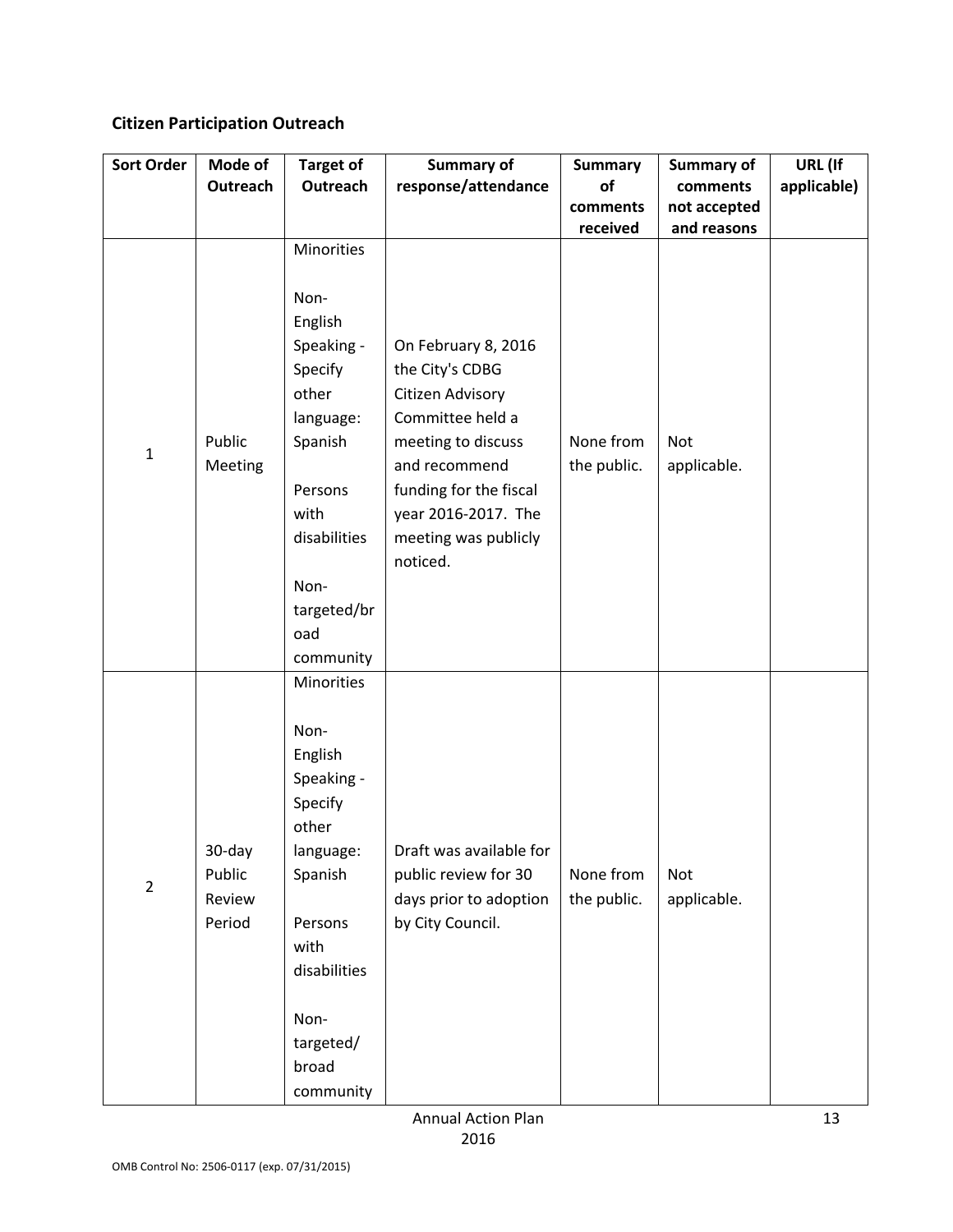## Citizen Participation Outreach

| Sort Order | Mode of Outreach | Target of Outreach | Summary of response/attendance | Summary of comments received | Summary of comments not accepted and reasons | URL (If applicable) |
|---|---|---|---|---|---|---|
| 1 | Public Meeting | Minorities<br><br>Non-English Speaking - Specify other language: Spanish<br><br>Persons with disabilities<br><br>Non-targeted/broad community | On February 8, 2016 the City's CDBG Citizen Advisory Committee held a meeting to discuss and recommend funding for the fiscal year 2016-2017. The meeting was publicly noticed. | None from the public. | Not applicable. | |
| 2 | 30-day Public Review Period | Minorities<br><br>Non-English Speaking - Specify other language: Spanish<br><br>Persons with disabilities<br><br>Non-targeted/broad community | Draft was available for public review for 30 days prior to adoption by City Council. | None from the public. | Not applicable. | |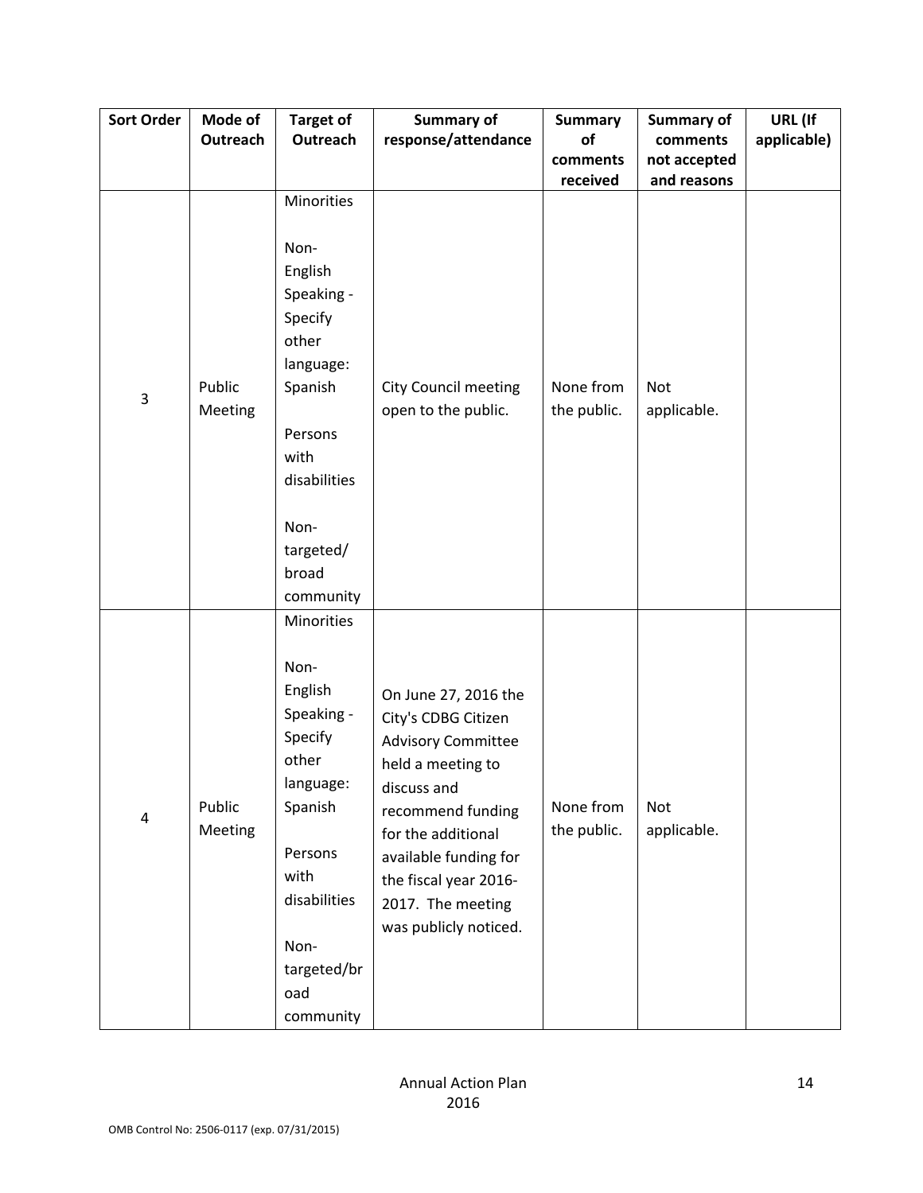| Sort Order | Mode of Outreach | Target of Outreach | Summary of response/attendance | Summary of comments received | Summary of comments not accepted and reasons | URL (If applicable) |
|---|---|---|---|---|---|---|
| 3 | Public Meeting | Minorities<br><br>Non-English Speaking - Specify other language: Spanish<br><br>Persons with disabilities<br><br>Non-targeted/ broad community | City Council meeting open to the public. | None from the public. | Not applicable. | |
| 4 | Public Meeting | Minorities<br><br>Non-English Speaking - Specify other language: Spanish<br><br>Persons with disabilities<br><br>Non-targeted/broad community | On June 27, 2016 the City's CDBG Citizen Advisory Committee held a meeting to discuss and recommend funding for the additional available funding for the fiscal year 2016-2017. The meeting was publicly noticed. | None from the public. | Not applicable. | |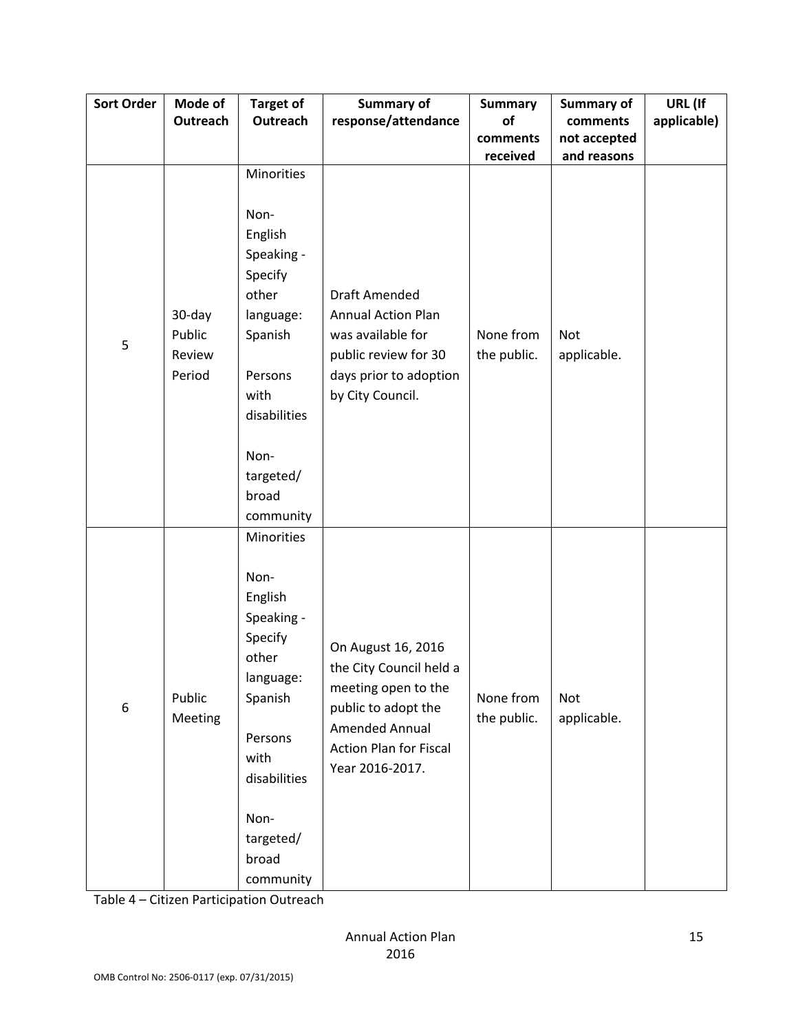| Sort Order | Mode of Outreach | Target of Outreach | Summary of response/attendance | Summary of comments received | Summary of comments not accepted and reasons | URL (If applicable) |
|---|---|---|---|---|---|---|
| 5 | 30-day Public Review Period | Minorities<br><br>Non-English Speaking - Specify other language: Spanish<br><br>Persons with disabilities<br><br>Non-targeted/ broad community | Draft Amended Annual Action Plan was available for public review for 30 days prior to adoption by City Council. | None from the public. | Not applicable. | |
| 6 | Public Meeting | Minorities<br><br>Non-English Speaking - Specify other language: Spanish<br><br>Persons with disabilities<br><br>Non-targeted/ broad community | On August 16, 2016 the City Council held a meeting open to the public to adopt the Amended Annual Action Plan for Fiscal Year 2016-2017. | None from the public. | Not applicable. | |

Table 4 – Citizen Participation Outreach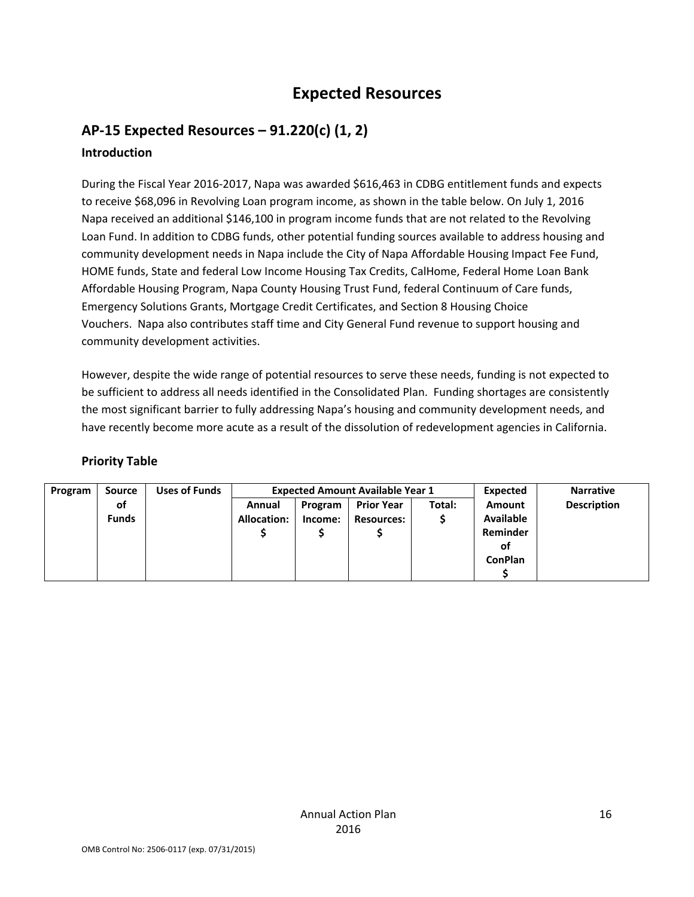# Expected Resources

## AP-15 Expected Resources – 91.220(c) (1, 2)

### Introduction

During the Fiscal Year 2016-2017, Napa was awarded $616,463 in CDBG entitlement funds and expects to receive $68,096 in Revolving Loan program income, as shown in the table below. On July 1, 2016 Napa received an additional $146,100 in program income funds that are not related to the Revolving Loan Fund. In addition to CDBG funds, other potential funding sources available to address housing and community development needs in Napa include the City of Napa Affordable Housing Impact Fee Fund, HOME funds, State and federal Low Income Housing Tax Credits, CalHome, Federal Home Loan Bank Affordable Housing Program, Napa County Housing Trust Fund, federal Continuum of Care funds, Emergency Solutions Grants, Mortgage Credit Certificates, and Section 8 Housing Choice Vouchers. Napa also contributes staff time and City General Fund revenue to support housing and community development activities.

However, despite the wide range of potential resources to serve these needs, funding is not expected to be sufficient to address all needs identified in the Consolidated Plan. Funding shortages are consistently the most significant barrier to fully addressing Napa's housing and community development needs, and have recently become more acute as a result of the dissolution of redevelopment agencies in California.

### Priority Table

| Program | Source of Funds | Uses of Funds | Expected Amount Available Year 1 | | | | Expected Amount Available Reminder of ConPlan $ | Narrative Description |
|---|---|---|---|---|---|---|---|---|
| | | | Annual Allocation: $ | Program Income: $ | Prior Year Resources: $ | Total: $ | | |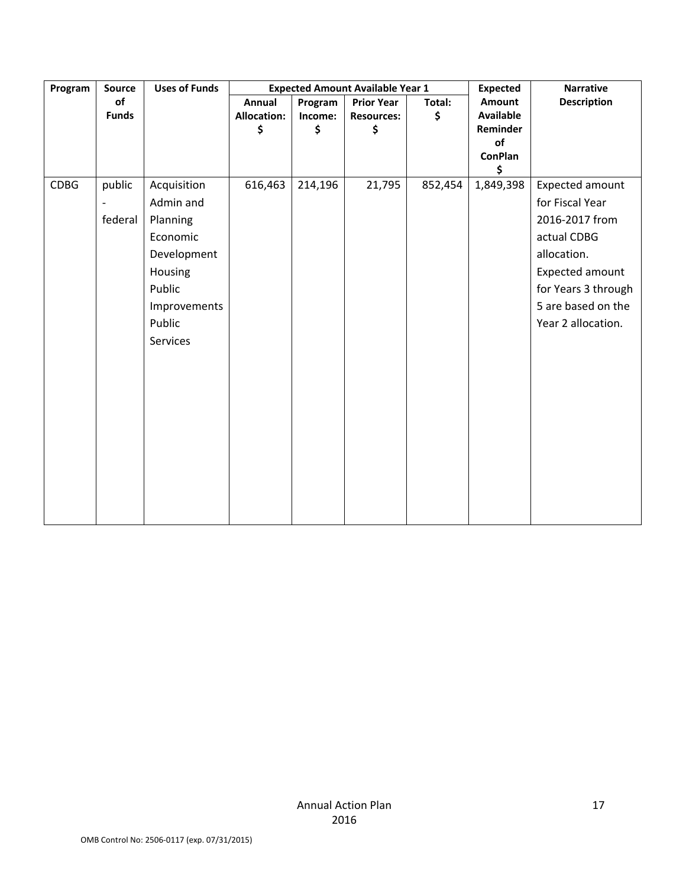| Program | Source of Funds | Uses of Funds | Expected Amount Available Year 1 | | | | Expected Amount Available Reminder of ConPlan $ | Narrative Description |
|---|---|---|---|---|---|---|---|---|
| | | | Annual Allocation: $ | Program Income: $ | Prior Year Resources: $ | Total: $ | | |
| CDBG | public - federal | Acquisition Admin and Planning Economic Development Housing Public Improvements Public Services | 616,463 | 214,196 | 21,795 | 852,454 | 1,849,398 | Expected amount for Fiscal Year 2016-2017 from actual CDBG allocation. Expected amount for Years 3 through 5 are based on the Year 2 allocation. |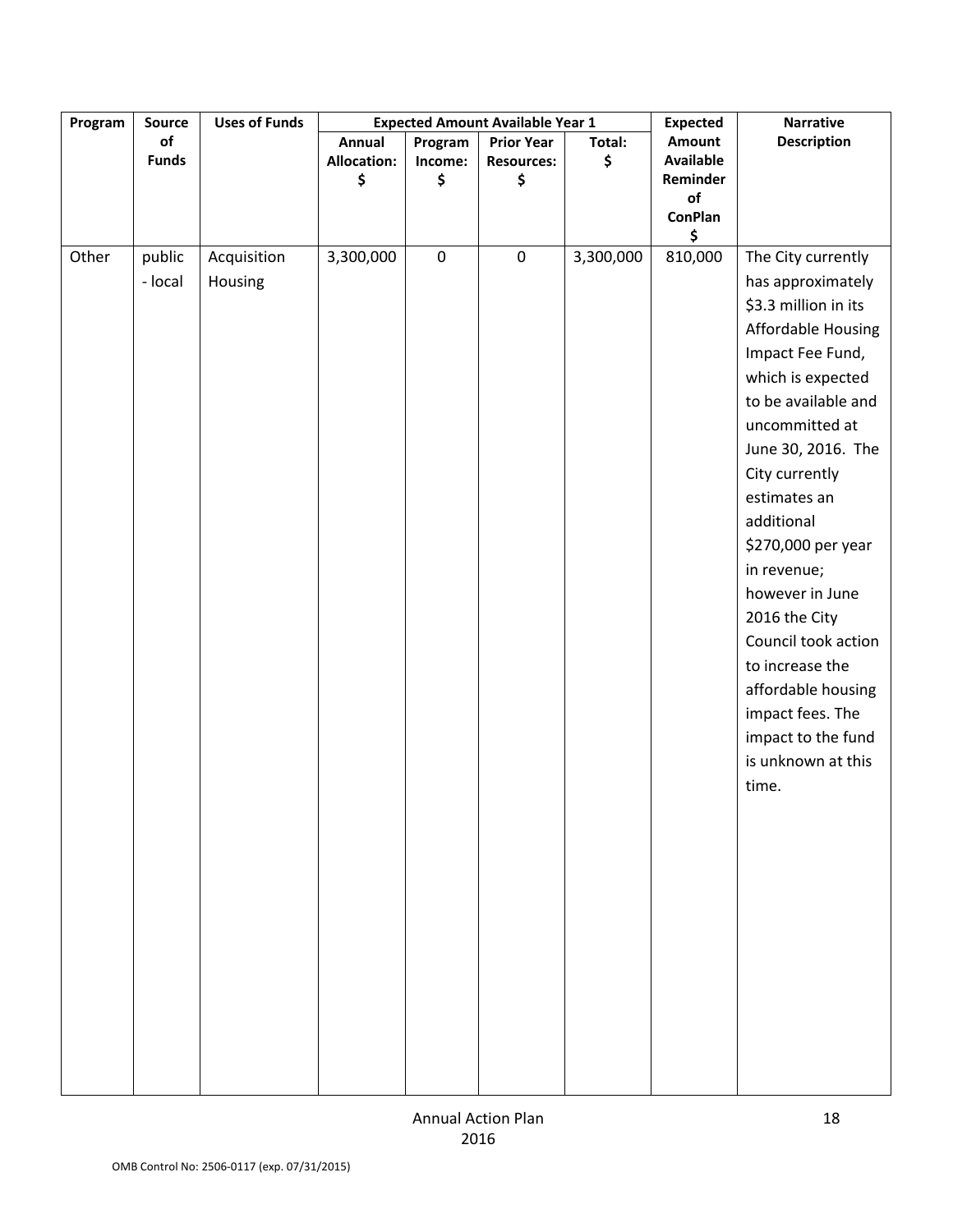| Program | Source of Funds | Uses of Funds | Expected Amount Available Year 1 | | | | Expected Amount Available Reminder of ConPlan $ | Narrative Description |
|---|---|---|---|---|---|---|---|---|
| | | | Annual Allocation: $ | Program Income: $ | Prior Year Resources: $ | Total: $ | | |
| Other | public - local | Acquisition Housing | 3,300,000 | 0 | 0 | 3,300,000 | 810,000 | The City currently has approximately $3.3 million in its Affordable Housing Impact Fee Fund, which is expected to be available and uncommitted at June 30, 2016. The City currently estimates an additional $270,000 per year in revenue; however in June 2016 the City Council took action to increase the affordable housing impact fees. The impact to the fund is unknown at this time. |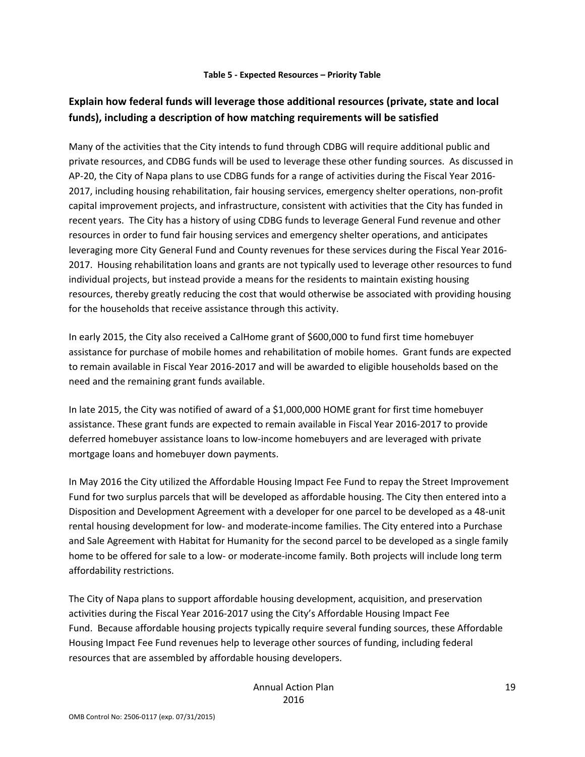**Table 5 - Expected Resources – Priority Table**

## Explain how federal funds will leverage those additional resources (private, state and local funds), including a description of how matching requirements will be satisfied

Many of the activities that the City intends to fund through CDBG will require additional public and private resources, and CDBG funds will be used to leverage these other funding sources. As discussed in AP-20, the City of Napa plans to use CDBG funds for a range of activities during the Fiscal Year 2016-2017, including housing rehabilitation, fair housing services, emergency shelter operations, non-profit capital improvement projects, and infrastructure, consistent with activities that the City has funded in recent years. The City has a history of using CDBG funds to leverage General Fund revenue and other resources in order to fund fair housing services and emergency shelter operations, and anticipates leveraging more City General Fund and County revenues for these services during the Fiscal Year 2016-2017. Housing rehabilitation loans and grants are not typically used to leverage other resources to fund individual projects, but instead provide a means for the residents to maintain existing housing resources, thereby greatly reducing the cost that would otherwise be associated with providing housing for the households that receive assistance through this activity.

In early 2015, the City also received a CalHome grant of $600,000 to fund first time homebuyer assistance for purchase of mobile homes and rehabilitation of mobile homes. Grant funds are expected to remain available in Fiscal Year 2016-2017 and will be awarded to eligible households based on the need and the remaining grant funds available.

In late 2015, the City was notified of award of a $1,000,000 HOME grant for first time homebuyer assistance. These grant funds are expected to remain available in Fiscal Year 2016-2017 to provide deferred homebuyer assistance loans to low-income homebuyers and are leveraged with private mortgage loans and homebuyer down payments.

In May 2016 the City utilized the Affordable Housing Impact Fee Fund to repay the Street Improvement Fund for two surplus parcels that will be developed as affordable housing. The City then entered into a Disposition and Development Agreement with a developer for one parcel to be developed as a 48-unit rental housing development for low- and moderate-income families. The City entered into a Purchase and Sale Agreement with Habitat for Humanity for the second parcel to be developed as a single family home to be offered for sale to a low- or moderate-income family. Both projects will include long term affordability restrictions.

The City of Napa plans to support affordable housing development, acquisition, and preservation activities during the Fiscal Year 2016-2017 using the City's Affordable Housing Impact Fee Fund. Because affordable housing projects typically require several funding sources, these Affordable Housing Impact Fee Fund revenues help to leverage other sources of funding, including federal resources that are assembled by affordable housing developers.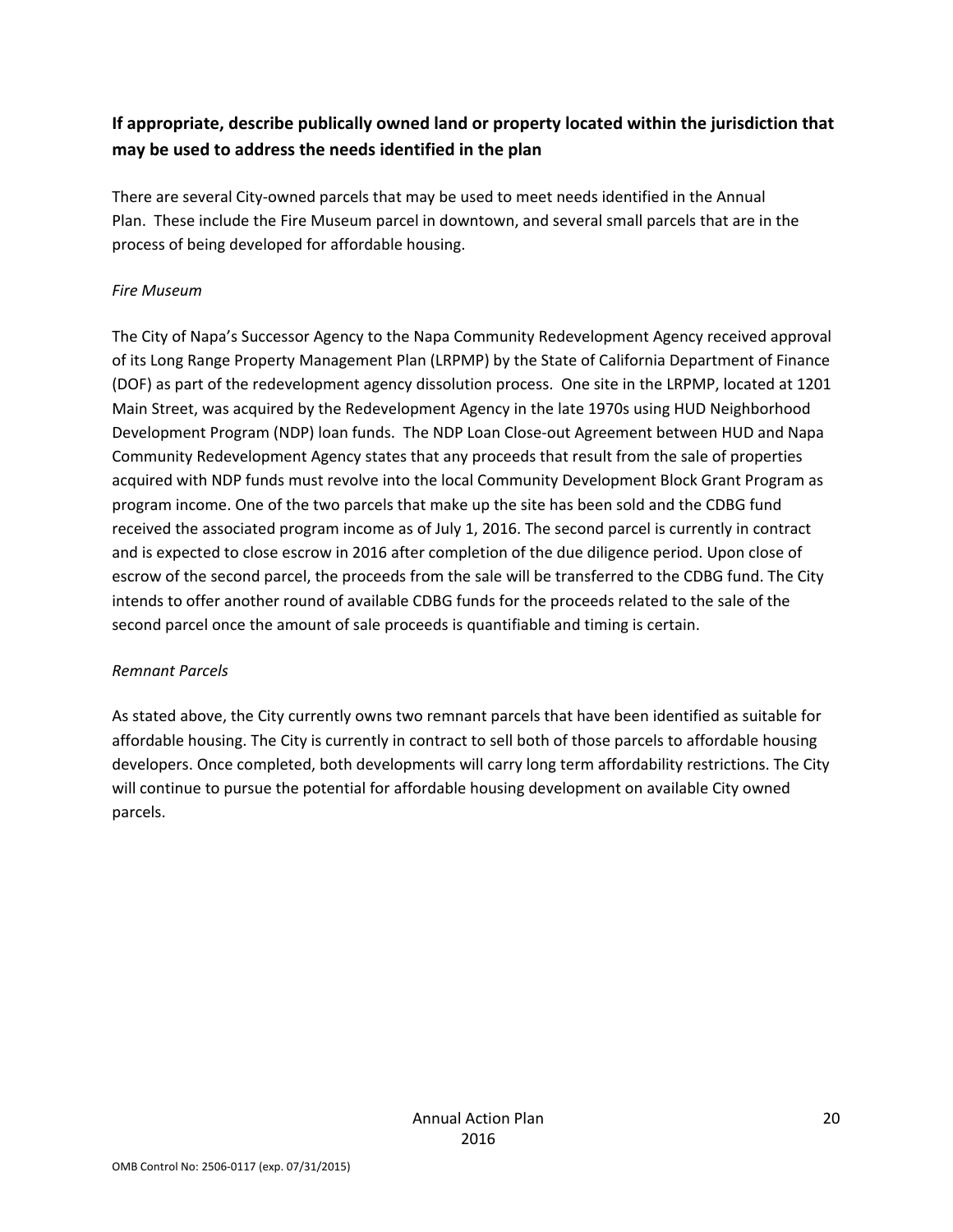### If appropriate, describe publically owned land or property located within the jurisdiction that may be used to address the needs identified in the plan

There are several City-owned parcels that may be used to meet needs identified in the Annual Plan. These include the Fire Museum parcel in downtown, and several small parcels that are in the process of being developed for affordable housing.

*Fire Museum*

The City of Napa's Successor Agency to the Napa Community Redevelopment Agency received approval of its Long Range Property Management Plan (LRPMP) by the State of California Department of Finance (DOF) as part of the redevelopment agency dissolution process. One site in the LRPMP, located at 1201 Main Street, was acquired by the Redevelopment Agency in the late 1970s using HUD Neighborhood Development Program (NDP) loan funds. The NDP Loan Close-out Agreement between HUD and Napa Community Redevelopment Agency states that any proceeds that result from the sale of properties acquired with NDP funds must revolve into the local Community Development Block Grant Program as program income. One of the two parcels that make up the site has been sold and the CDBG fund received the associated program income as of July 1, 2016. The second parcel is currently in contract and is expected to close escrow in 2016 after completion of the due diligence period. Upon close of escrow of the second parcel, the proceeds from the sale will be transferred to the CDBG fund. The City intends to offer another round of available CDBG funds for the proceeds related to the sale of the second parcel once the amount of sale proceeds is quantifiable and timing is certain.

*Remnant Parcels*

As stated above, the City currently owns two remnant parcels that have been identified as suitable for affordable housing. The City is currently in contract to sell both of those parcels to affordable housing developers. Once completed, both developments will carry long term affordability restrictions. The City will continue to pursue the potential for affordable housing development on available City owned parcels.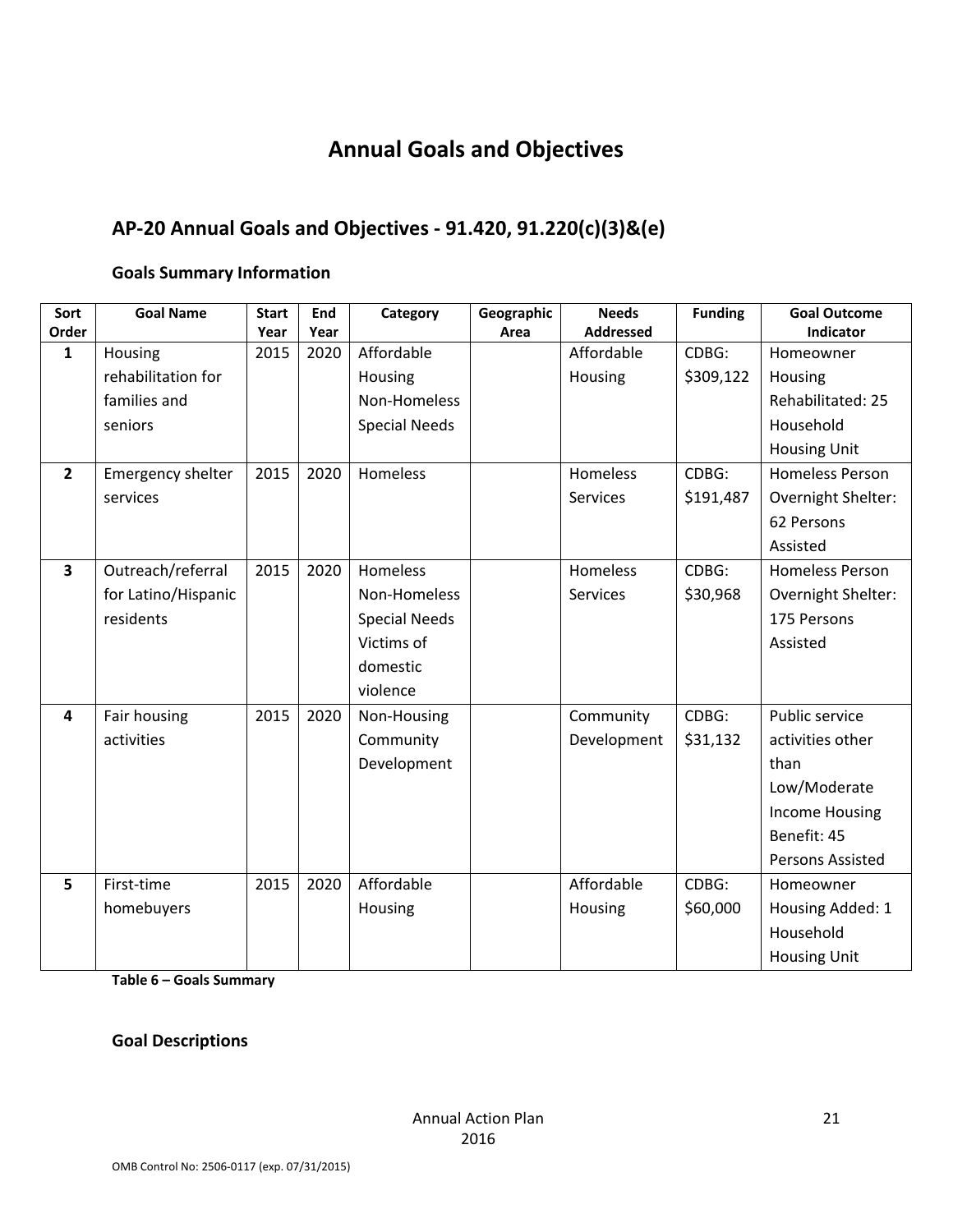# Annual Goals and Objectives

## AP-20 Annual Goals and Objectives - 91.420, 91.220(c)(3)&(e)

### Goals Summary Information

| Sort Order | Goal Name | Start Year | End Year | Category | Geographic Area | Needs Addressed | Funding | Goal Outcome Indicator |
|---|---|---|---|---|---|---|---|---|
| 1 | Housing rehabilitation for families and seniors | 2015 | 2020 | Affordable Housing Non-Homeless Special Needs | | Affordable Housing | CDBG: $309,122 | Homeowner Housing Rehabilitated: 25 Household Housing Unit |
| 2 | Emergency shelter services | 2015 | 2020 | Homeless | | Homeless Services | CDBG: $191,487 | Homeless Person Overnight Shelter: 62 Persons Assisted |
| 3 | Outreach/referral for Latino/Hispanic residents | 2015 | 2020 | Homeless Non-Homeless Special Needs Victims of domestic violence | | Homeless Services | CDBG: $30,968 | Homeless Person Overnight Shelter: 175 Persons Assisted |
| 4 | Fair housing activities | 2015 | 2020 | Non-Housing Community Development | | Community Development | CDBG: $31,132 | Public service activities other than Low/Moderate Income Housing Benefit: 45 Persons Assisted |
| 5 | First-time homebuyers | 2015 | 2020 | Affordable Housing | | Affordable Housing | CDBG: $60,000 | Homeowner Housing Added: 1 Household Housing Unit |

**Table 6 – Goals Summary**

### Goal Descriptions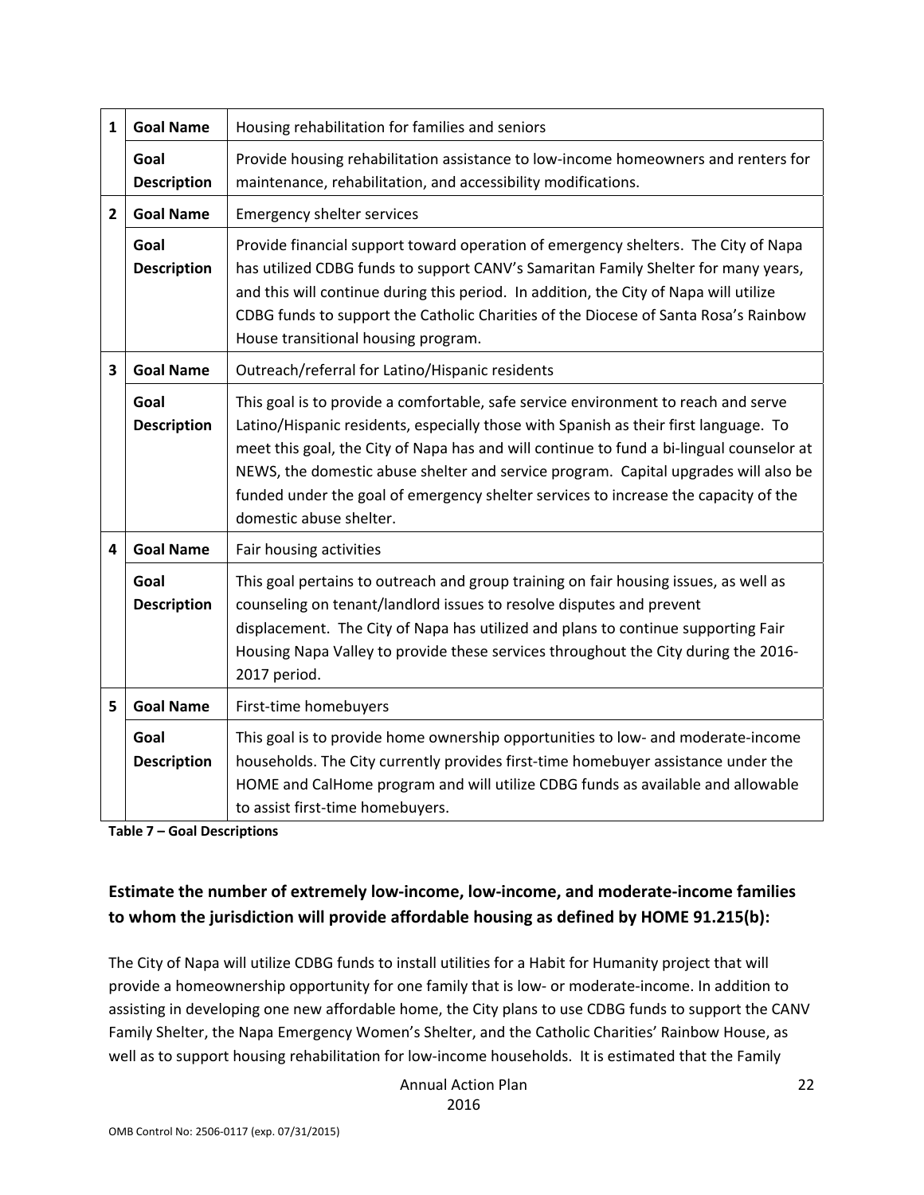| | | |
|---|---|---|
| **1** | **Goal Name** | Housing rehabilitation for families and seniors |
| | **Goal Description** | Provide housing rehabilitation assistance to low-income homeowners and renters for maintenance, rehabilitation, and accessibility modifications. |
| **2** | **Goal Name** | Emergency shelter services |
| | **Goal Description** | Provide financial support toward operation of emergency shelters. The City of Napa has utilized CDBG funds to support CANV's Samaritan Family Shelter for many years, and this will continue during this period. In addition, the City of Napa will utilize CDBG funds to support the Catholic Charities of the Diocese of Santa Rosa's Rainbow House transitional housing program. |
| **3** | **Goal Name** | Outreach/referral for Latino/Hispanic residents |
| | **Goal Description** | This goal is to provide a comfortable, safe service environment to reach and serve Latino/Hispanic residents, especially those with Spanish as their first language. To meet this goal, the City of Napa has and will continue to fund a bi-lingual counselor at NEWS, the domestic abuse shelter and service program. Capital upgrades will also be funded under the goal of emergency shelter services to increase the capacity of the domestic abuse shelter. |
| **4** | **Goal Name** | Fair housing activities |
| | **Goal Description** | This goal pertains to outreach and group training on fair housing issues, as well as counseling on tenant/landlord issues to resolve disputes and prevent displacement. The City of Napa has utilized and plans to continue supporting Fair Housing Napa Valley to provide these services throughout the City during the 2016-2017 period. |
| **5** | **Goal Name** | First-time homebuyers |
| | **Goal Description** | This goal is to provide home ownership opportunities to low- and moderate-income households. The City currently provides first-time homebuyer assistance under the HOME and CalHome program and will utilize CDBG funds as available and allowable to assist first-time homebuyers. |

**Table 7 – Goal Descriptions**

## Estimate the number of extremely low-income, low-income, and moderate-income families to whom the jurisdiction will provide affordable housing as defined by HOME 91.215(b):

The City of Napa will utilize CDBG funds to install utilities for a Habit for Humanity project that will provide a homeownership opportunity for one family that is low- or moderate-income. In addition to assisting in developing one new affordable home, the City plans to use CDBG funds to support the CANV Family Shelter, the Napa Emergency Women's Shelter, and the Catholic Charities' Rainbow House, as well as to support housing rehabilitation for low-income households. It is estimated that the Family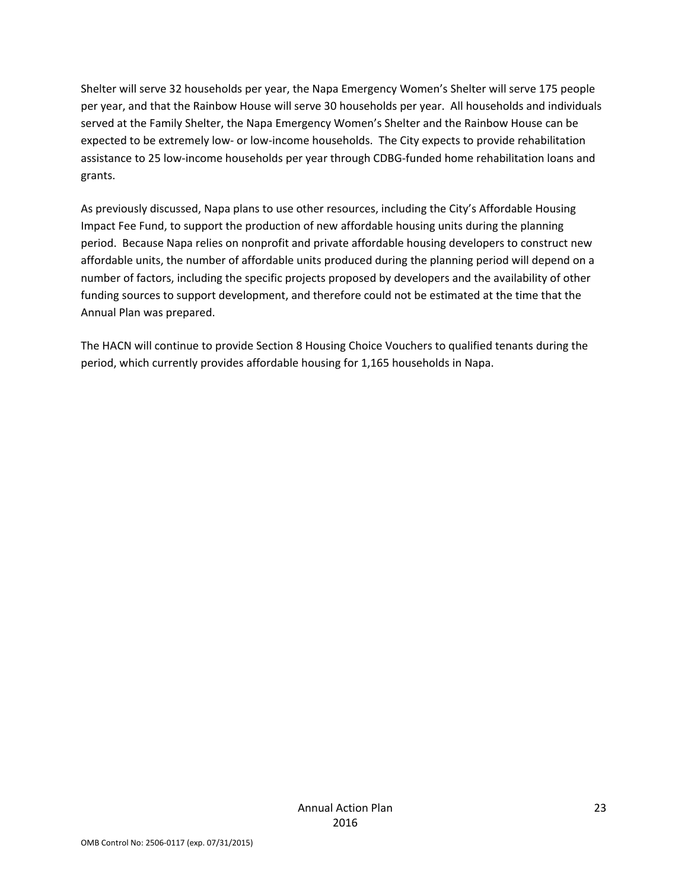Shelter will serve 32 households per year, the Napa Emergency Women's Shelter will serve 175 people per year, and that the Rainbow House will serve 30 households per year. All households and individuals served at the Family Shelter, the Napa Emergency Women's Shelter and the Rainbow House can be expected to be extremely low- or low-income households. The City expects to provide rehabilitation assistance to 25 low-income households per year through CDBG-funded home rehabilitation loans and grants.

As previously discussed, Napa plans to use other resources, including the City's Affordable Housing Impact Fee Fund, to support the production of new affordable housing units during the planning period. Because Napa relies on nonprofit and private affordable housing developers to construct new affordable units, the number of affordable units produced during the planning period will depend on a number of factors, including the specific projects proposed by developers and the availability of other funding sources to support development, and therefore could not be estimated at the time that the Annual Plan was prepared.

The HACN will continue to provide Section 8 Housing Choice Vouchers to qualified tenants during the period, which currently provides affordable housing for 1,165 households in Napa.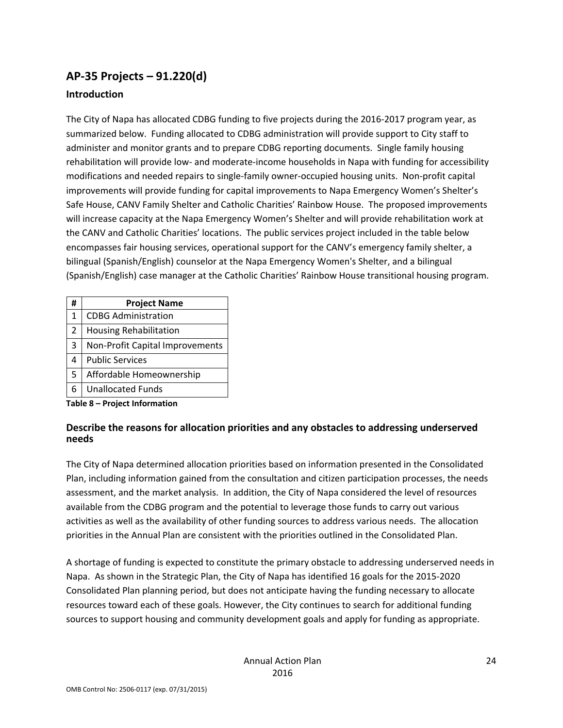## AP-35 Projects – 91.220(d)

### Introduction

The City of Napa has allocated CDBG funding to five projects during the 2016-2017 program year, as summarized below. Funding allocated to CDBG administration will provide support to City staff to administer and monitor grants and to prepare CDBG reporting documents. Single family housing rehabilitation will provide low- and moderate-income households in Napa with funding for accessibility modifications and needed repairs to single-family owner-occupied housing units. Non-profit capital improvements will provide funding for capital improvements to Napa Emergency Women's Shelter's Safe House, CANV Family Shelter and Catholic Charities' Rainbow House. The proposed improvements will increase capacity at the Napa Emergency Women's Shelter and will provide rehabilitation work at the CANV and Catholic Charities' locations. The public services project included in the table below encompasses fair housing services, operational support for the CANV's emergency family shelter, a bilingual (Spanish/English) counselor at the Napa Emergency Women's Shelter, and a bilingual (Spanish/English) case manager at the Catholic Charities' Rainbow House transitional housing program.

| # | Project Name |
|---|---|
| 1 | CDBG Administration |
| 2 | Housing Rehabilitation |
| 3 | Non-Profit Capital Improvements |
| 4 | Public Services |
| 5 | Affordable Homeownership |
| 6 | Unallocated Funds |

**Table 8 – Project Information**

### Describe the reasons for allocation priorities and any obstacles to addressing underserved needs

The City of Napa determined allocation priorities based on information presented in the Consolidated Plan, including information gained from the consultation and citizen participation processes, the needs assessment, and the market analysis. In addition, the City of Napa considered the level of resources available from the CDBG program and the potential to leverage those funds to carry out various activities as well as the availability of other funding sources to address various needs. The allocation priorities in the Annual Plan are consistent with the priorities outlined in the Consolidated Plan.

A shortage of funding is expected to constitute the primary obstacle to addressing underserved needs in Napa. As shown in the Strategic Plan, the City of Napa has identified 16 goals for the 2015-2020 Consolidated Plan planning period, but does not anticipate having the funding necessary to allocate resources toward each of these goals. However, the City continues to search for additional funding sources to support housing and community development goals and apply for funding as appropriate.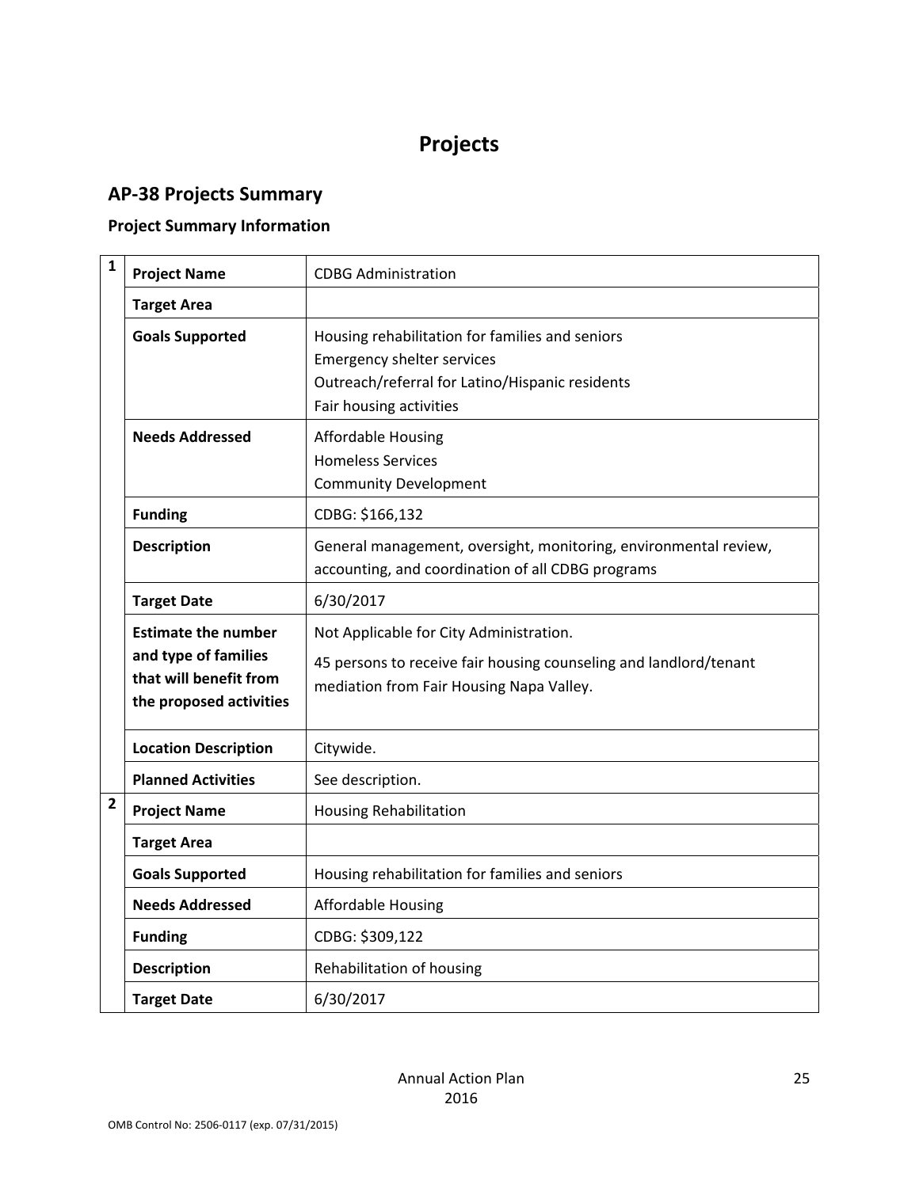# Projects

## AP-38 Projects Summary

### Project Summary Information

| | | |
|---|---|---|
| 1 | **Project Name** | CDBG Administration |
| | **Target Area** | |
| | **Goals Supported** | Housing rehabilitation for families and seniors<br>Emergency shelter services<br>Outreach/referral for Latino/Hispanic residents<br>Fair housing activities |
| | **Needs Addressed** | Affordable Housing<br>Homeless Services<br>Community Development |
| | **Funding** | CDBG: $166,132 |
| | **Description** | General management, oversight, monitoring, environmental review, accounting, and coordination of all CDBG programs |
| | **Target Date** | 6/30/2017 |
| | **Estimate the number and type of families that will benefit from the proposed activities** | Not Applicable for City Administration.<br>45 persons to receive fair housing counseling and landlord/tenant mediation from Fair Housing Napa Valley. |
| | **Location Description** | Citywide. |
| | **Planned Activities** | See description. |
| 2 | **Project Name** | Housing Rehabilitation |
| | **Target Area** | |
| | **Goals Supported** | Housing rehabilitation for families and seniors |
| | **Needs Addressed** | Affordable Housing |
| | **Funding** | CDBG: $309,122 |
| | **Description** | Rehabilitation of housing |
| | **Target Date** | 6/30/2017 |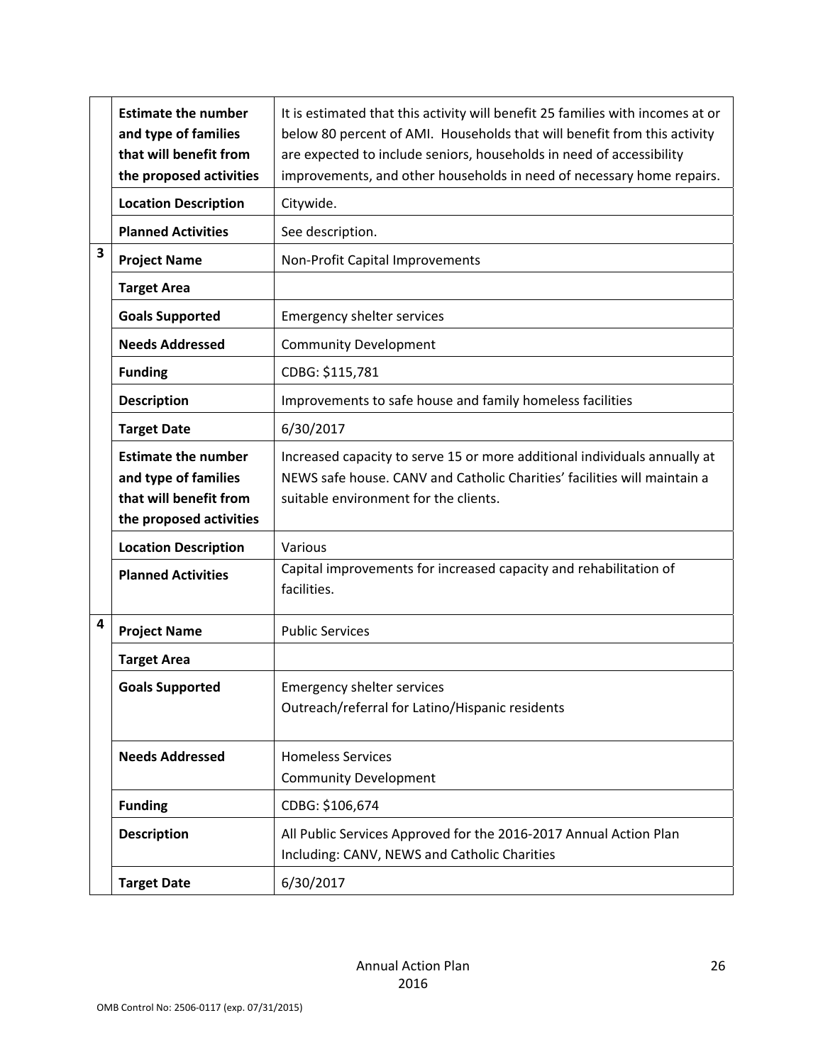| | | |
|---|---|---|
| | **Estimate the number and type of families that will benefit from the proposed activities** | It is estimated that this activity will benefit 25 families with incomes at or below 80 percent of AMI. Households that will benefit from this activity are expected to include seniors, households in need of accessibility improvements, and other households in need of necessary home repairs. |
| | **Location Description** | Citywide. |
| | **Planned Activities** | See description. |
| **3** | **Project Name** | Non-Profit Capital Improvements |
| | **Target Area** | |
| | **Goals Supported** | Emergency shelter services |
| | **Needs Addressed** | Community Development |
| | **Funding** | CDBG: $115,781 |
| | **Description** | Improvements to safe house and family homeless facilities |
| | **Target Date** | 6/30/2017 |
| | **Estimate the number and type of families that will benefit from the proposed activities** | Increased capacity to serve 15 or more additional individuals annually at NEWS safe house. CANV and Catholic Charities' facilities will maintain a suitable environment for the clients. |
| | **Location Description** | Various |
| | **Planned Activities** | Capital improvements for increased capacity and rehabilitation of facilities. |
| **4** | **Project Name** | Public Services |
| | **Target Area** | |
| | **Goals Supported** | Emergency shelter services<br>Outreach/referral for Latino/Hispanic residents |
| | **Needs Addressed** | Homeless Services<br>Community Development |
| | **Funding** | CDBG: $106,674 |
| | **Description** | All Public Services Approved for the 2016-2017 Annual Action Plan Including: CANV, NEWS and Catholic Charities |
| | **Target Date** | 6/30/2017 |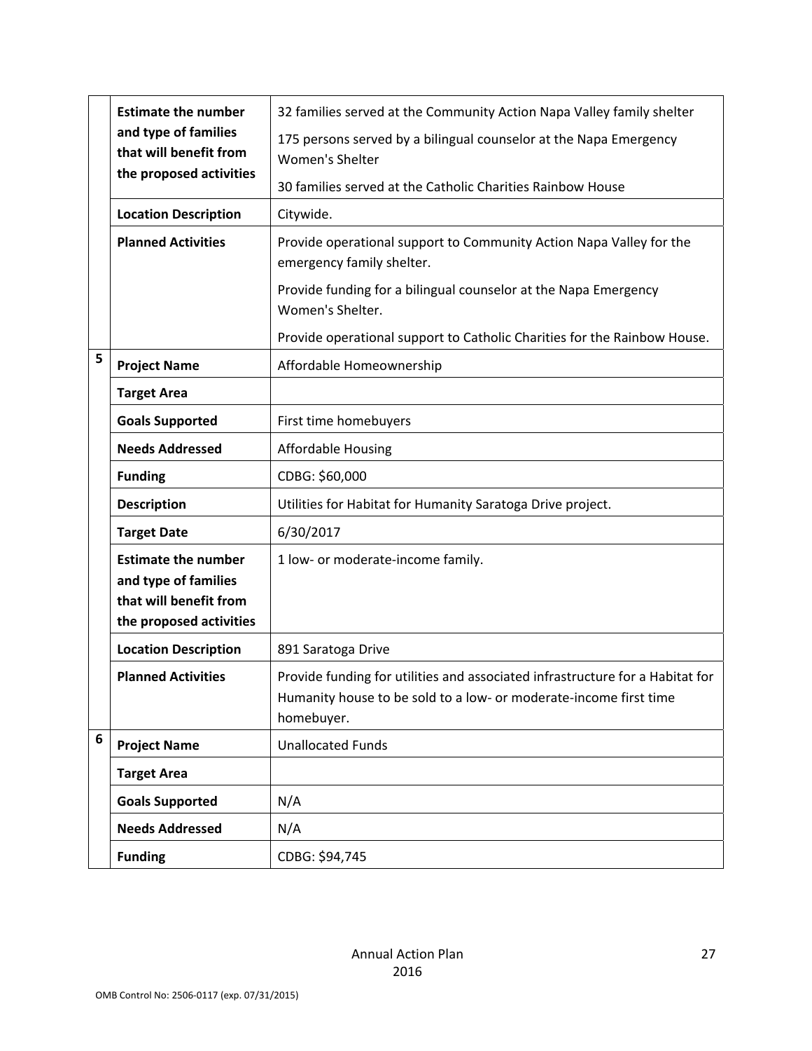| | | |
|---|---|---|
| | **Estimate the number and type of families that will benefit from the proposed activities** | 32 families served at the Community Action Napa Valley family shelter<br><br>175 persons served by a bilingual counselor at the Napa Emergency Women's Shelter<br><br>30 families served at the Catholic Charities Rainbow House |
| | **Location Description** | Citywide. |
| | **Planned Activities** | Provide operational support to Community Action Napa Valley for the emergency family shelter.<br><br>Provide funding for a bilingual counselor at the Napa Emergency Women's Shelter.<br><br>Provide operational support to Catholic Charities for the Rainbow House. |
| 5 | **Project Name** | Affordable Homeownership |
| | **Target Area** | |
| | **Goals Supported** | First time homebuyers |
| | **Needs Addressed** | Affordable Housing |
| | **Funding** | CDBG: $60,000 |
| | **Description** | Utilities for Habitat for Humanity Saratoga Drive project. |
| | **Target Date** | 6/30/2017 |
| | **Estimate the number and type of families that will benefit from the proposed activities** | 1 low- or moderate-income family. |
| | **Location Description** | 891 Saratoga Drive |
| | **Planned Activities** | Provide funding for utilities and associated infrastructure for a Habitat for Humanity house to be sold to a low- or moderate-income first time homebuyer. |
| 6 | **Project Name** | Unallocated Funds |
| | **Target Area** | |
| | **Goals Supported** | N/A |
| | **Needs Addressed** | N/A |
| | **Funding** | CDBG: $94,745 |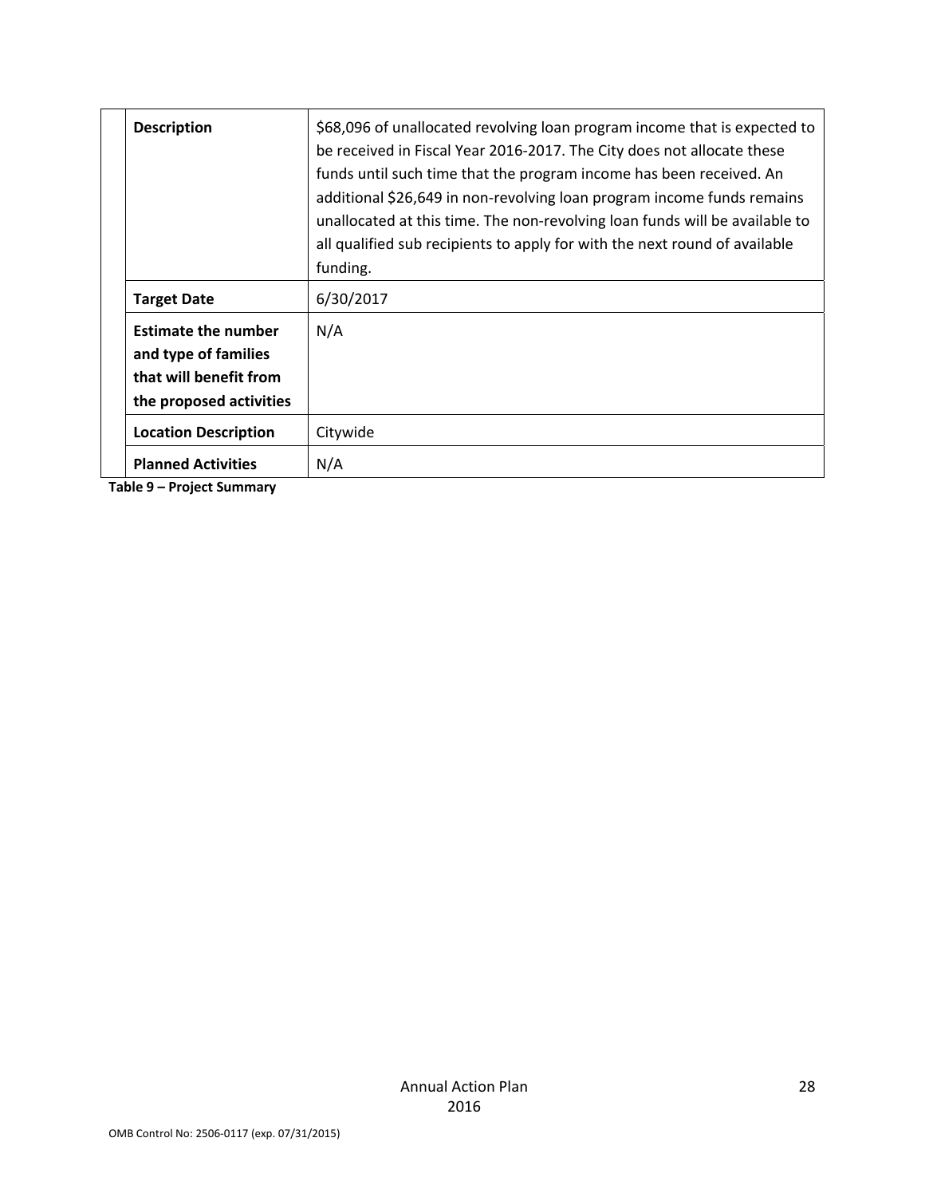| | | |
|---|---|---|
| | **Description** | $68,096 of unallocated revolving loan program income that is expected to be received in Fiscal Year 2016-2017. The City does not allocate these funds until such time that the program income has been received. An additional $26,649 in non-revolving loan program income funds remains unallocated at this time. The non-revolving loan funds will be available to all qualified sub recipients to apply for with the next round of available funding. |
| | **Target Date** | 6/30/2017 |
| | **Estimate the number and type of families that will benefit from the proposed activities** | N/A |
| | **Location Description** | Citywide |
| | **Planned Activities** | N/A |

**Table 9 – Project Summary**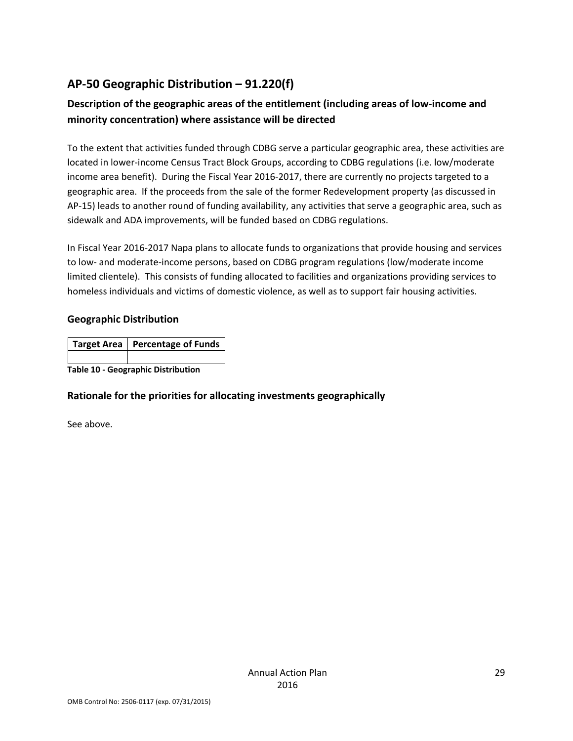## AP-50 Geographic Distribution – 91.220(f)

### Description of the geographic areas of the entitlement (including areas of low-income and minority concentration) where assistance will be directed

To the extent that activities funded through CDBG serve a particular geographic area, these activities are located in lower-income Census Tract Block Groups, according to CDBG regulations (i.e. low/moderate income area benefit). During the Fiscal Year 2016-2017, there are currently no projects targeted to a geographic area. If the proceeds from the sale of the former Redevelopment property (as discussed in AP-15) leads to another round of funding availability, any activities that serve a geographic area, such as sidewalk and ADA improvements, will be funded based on CDBG regulations.

In Fiscal Year 2016-2017 Napa plans to allocate funds to organizations that provide housing and services to low- and moderate-income persons, based on CDBG program regulations (low/moderate income limited clientele). This consists of funding allocated to facilities and organizations providing services to homeless individuals and victims of domestic violence, as well as to support fair housing activities.

### Geographic Distribution

| Target Area | Percentage of Funds |
|---|---|
| | |

**Table 10 - Geographic Distribution**

### Rationale for the priorities for allocating investments geographically

See above.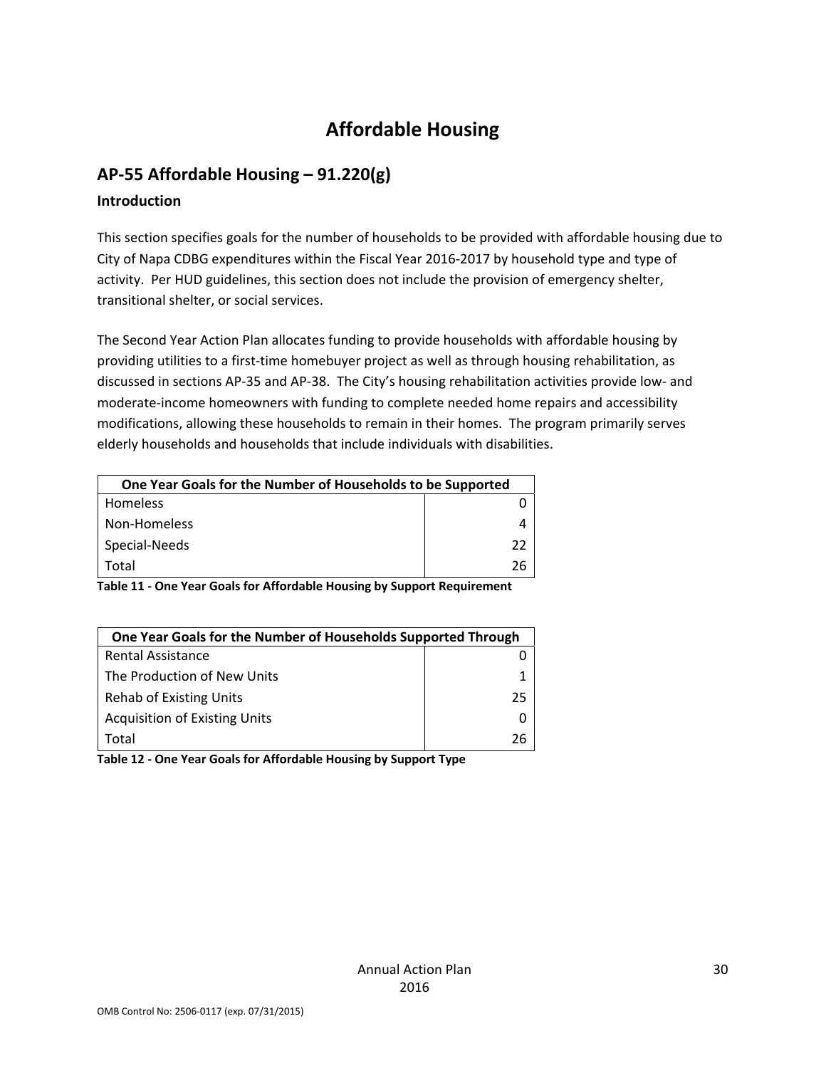# Affordable Housing

## AP-55 Affordable Housing – 91.220(g)

### Introduction

This section specifies goals for the number of households to be provided with affordable housing due to City of Napa CDBG expenditures within the Fiscal Year 2016-2017 by household type and type of activity. Per HUD guidelines, this section does not include the provision of emergency shelter, transitional shelter, or social services.

The Second Year Action Plan allocates funding to provide households with affordable housing by providing utilities to a first-time homebuyer project as well as through housing rehabilitation, as discussed in sections AP-35 and AP-38. The City's housing rehabilitation activities provide low- and moderate-income homeowners with funding to complete needed home repairs and accessibility modifications, allowing these households to remain in their homes. The program primarily serves elderly households and households that include individuals with disabilities.

| One Year Goals for the Number of Households to be Supported | |
|---|---|
| Homeless | 0 |
| Non-Homeless | 4 |
| Special-Needs | 22 |
| Total | 26 |

**Table 11 - One Year Goals for Affordable Housing by Support Requirement**

| One Year Goals for the Number of Households Supported Through | |
|---|---|
| Rental Assistance | 0 |
| The Production of New Units | 1 |
| Rehab of Existing Units | 25 |
| Acquisition of Existing Units | 0 |
| Total | 26 |

**Table 12 - One Year Goals for Affordable Housing by Support Type**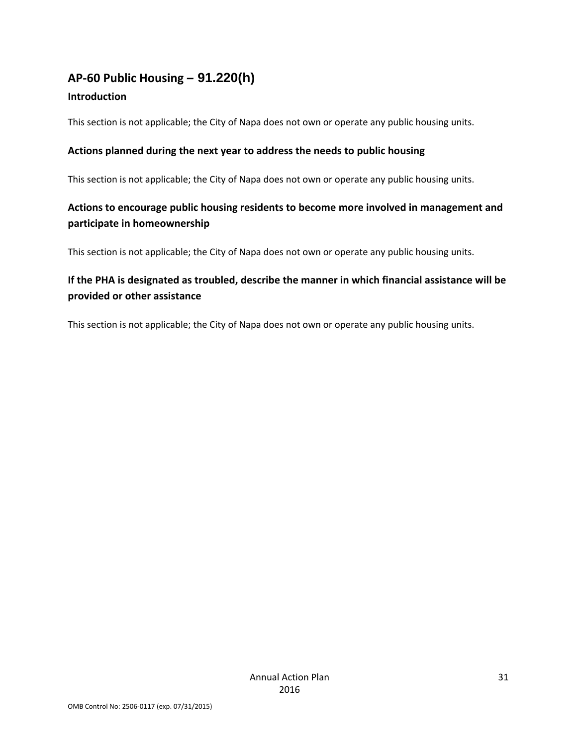## AP-60 Public Housing – 91.220(h)

### Introduction

This section is not applicable; the City of Napa does not own or operate any public housing units.

### Actions planned during the next year to address the needs to public housing

This section is not applicable; the City of Napa does not own or operate any public housing units.

### Actions to encourage public housing residents to become more involved in management and participate in homeownership

This section is not applicable; the City of Napa does not own or operate any public housing units.

### If the PHA is designated as troubled, describe the manner in which financial assistance will be provided or other assistance

This section is not applicable; the City of Napa does not own or operate any public housing units.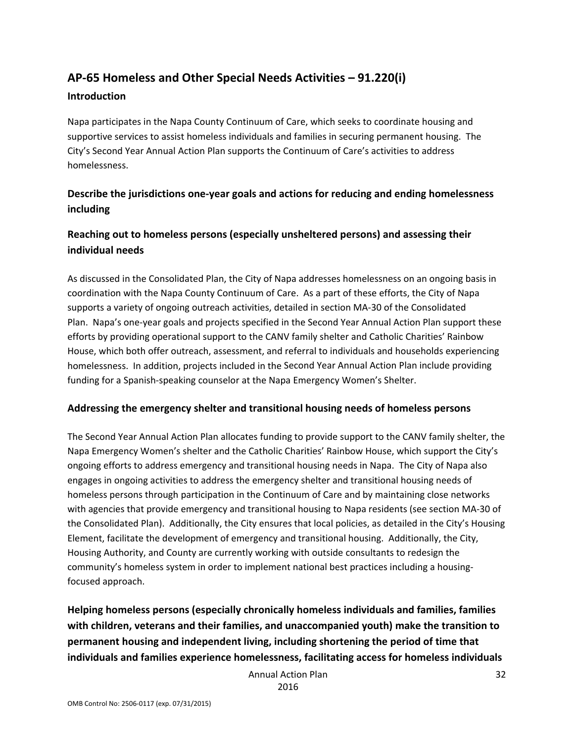## AP-65 Homeless and Other Special Needs Activities – 91.220(i)

### Introduction

Napa participates in the Napa County Continuum of Care, which seeks to coordinate housing and supportive services to assist homeless individuals and families in securing permanent housing. The City's Second Year Annual Action Plan supports the Continuum of Care's activities to address homelessness.

### Describe the jurisdictions one-year goals and actions for reducing and ending homelessness including

### Reaching out to homeless persons (especially unsheltered persons) and assessing their individual needs

As discussed in the Consolidated Plan, the City of Napa addresses homelessness on an ongoing basis in coordination with the Napa County Continuum of Care. As a part of these efforts, the City of Napa supports a variety of ongoing outreach activities, detailed in section MA-30 of the Consolidated Plan. Napa's one-year goals and projects specified in the Second Year Annual Action Plan support these efforts by providing operational support to the CANV family shelter and Catholic Charities' Rainbow House, which both offer outreach, assessment, and referral to individuals and households experiencing homelessness. In addition, projects included in the Second Year Annual Action Plan include providing funding for a Spanish-speaking counselor at the Napa Emergency Women's Shelter.

### Addressing the emergency shelter and transitional housing needs of homeless persons

The Second Year Annual Action Plan allocates funding to provide support to the CANV family shelter, the Napa Emergency Women's shelter and the Catholic Charities' Rainbow House, which support the City's ongoing efforts to address emergency and transitional housing needs in Napa. The City of Napa also engages in ongoing activities to address the emergency shelter and transitional housing needs of homeless persons through participation in the Continuum of Care and by maintaining close networks with agencies that provide emergency and transitional housing to Napa residents (see section MA-30 of the Consolidated Plan). Additionally, the City ensures that local policies, as detailed in the City's Housing Element, facilitate the development of emergency and transitional housing. Additionally, the City, Housing Authority, and County are currently working with outside consultants to redesign the community's homeless system in order to implement national best practices including a housing-focused approach.

### Helping homeless persons (especially chronically homeless individuals and families, families with children, veterans and their families, and unaccompanied youth) make the transition to permanent housing and independent living, including shortening the period of time that individuals and families experience homelessness, facilitating access for homeless individuals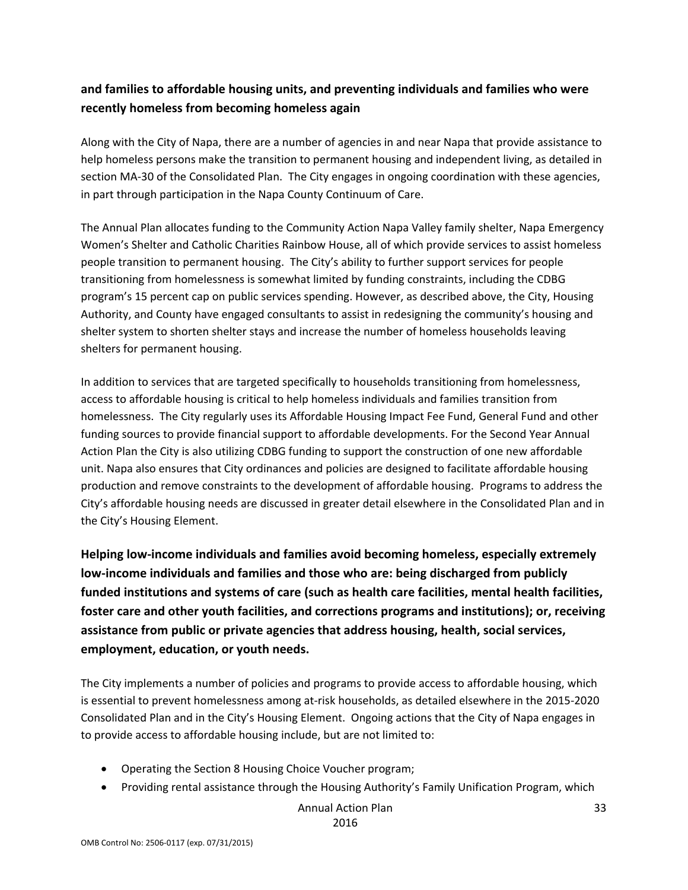**and families to affordable housing units, and preventing individuals and families who were recently homeless from becoming homeless again**

Along with the City of Napa, there are a number of agencies in and near Napa that provide assistance to help homeless persons make the transition to permanent housing and independent living, as detailed in section MA-30 of the Consolidated Plan. The City engages in ongoing coordination with these agencies, in part through participation in the Napa County Continuum of Care.

The Annual Plan allocates funding to the Community Action Napa Valley family shelter, Napa Emergency Women's Shelter and Catholic Charities Rainbow House, all of which provide services to assist homeless people transition to permanent housing. The City's ability to further support services for people transitioning from homelessness is somewhat limited by funding constraints, including the CDBG program's 15 percent cap on public services spending. However, as described above, the City, Housing Authority, and County have engaged consultants to assist in redesigning the community's housing and shelter system to shorten shelter stays and increase the number of homeless households leaving shelters for permanent housing.

In addition to services that are targeted specifically to households transitioning from homelessness, access to affordable housing is critical to help homeless individuals and families transition from homelessness. The City regularly uses its Affordable Housing Impact Fee Fund, General Fund and other funding sources to provide financial support to affordable developments. For the Second Year Annual Action Plan the City is also utilizing CDBG funding to support the construction of one new affordable unit. Napa also ensures that City ordinances and policies are designed to facilitate affordable housing production and remove constraints to the development of affordable housing. Programs to address the City's affordable housing needs are discussed in greater detail elsewhere in the Consolidated Plan and in the City's Housing Element.

**Helping low-income individuals and families avoid becoming homeless, especially extremely low-income individuals and families and those who are: being discharged from publicly funded institutions and systems of care (such as health care facilities, mental health facilities, foster care and other youth facilities, and corrections programs and institutions); or, receiving assistance from public or private agencies that address housing, health, social services, employment, education, or youth needs.**

The City implements a number of policies and programs to provide access to affordable housing, which is essential to prevent homelessness among at-risk households, as detailed elsewhere in the 2015-2020 Consolidated Plan and in the City's Housing Element. Ongoing actions that the City of Napa engages in to provide access to affordable housing include, but are not limited to:

- Operating the Section 8 Housing Choice Voucher program;
- Providing rental assistance through the Housing Authority's Family Unification Program, which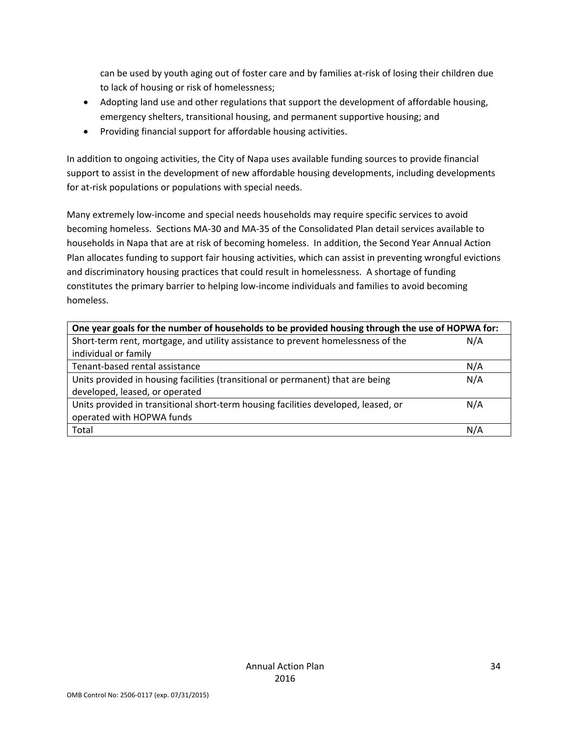can be used by youth aging out of foster care and by families at-risk of losing their children due to lack of housing or risk of homelessness;

- Adopting land use and other regulations that support the development of affordable housing, emergency shelters, transitional housing, and permanent supportive housing; and
- Providing financial support for affordable housing activities.

In addition to ongoing activities, the City of Napa uses available funding sources to provide financial support to assist in the development of new affordable housing developments, including developments for at-risk populations or populations with special needs.

Many extremely low-income and special needs households may require specific services to avoid becoming homeless. Sections MA-30 and MA-35 of the Consolidated Plan detail services available to households in Napa that are at risk of becoming homeless. In addition, the Second Year Annual Action Plan allocates funding to support fair housing activities, which can assist in preventing wrongful evictions and discriminatory housing practices that could result in homelessness. A shortage of funding constitutes the primary barrier to helping low-income individuals and families to avoid becoming homeless.

| **One year goals for the number of households to be provided housing through the use of HOPWA for:** | |
|---|---|
| Short-term rent, mortgage, and utility assistance to prevent homelessness of the individual or family | N/A |
| Tenant-based rental assistance | N/A |
| Units provided in housing facilities (transitional or permanent) that are being developed, leased, or operated | N/A |
| Units provided in transitional short-term housing facilities developed, leased, or operated with HOPWA funds | N/A |
| Total | N/A |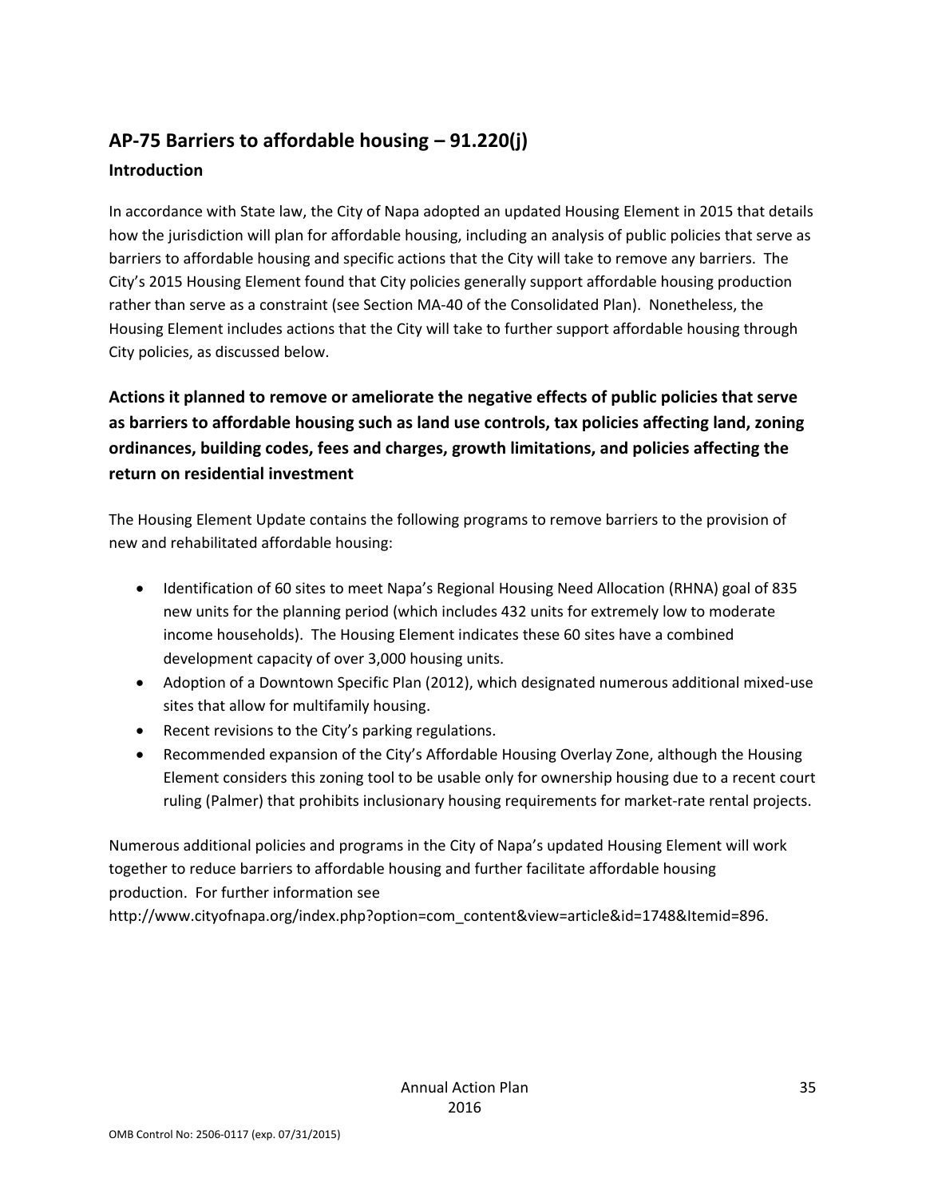## AP-75 Barriers to affordable housing – 91.220(j)

### Introduction

In accordance with State law, the City of Napa adopted an updated Housing Element in 2015 that details how the jurisdiction will plan for affordable housing, including an analysis of public policies that serve as barriers to affordable housing and specific actions that the City will take to remove any barriers. The City's 2015 Housing Element found that City policies generally support affordable housing production rather than serve as a constraint (see Section MA-40 of the Consolidated Plan). Nonetheless, the Housing Element includes actions that the City will take to further support affordable housing through City policies, as discussed below.

### Actions it planned to remove or ameliorate the negative effects of public policies that serve as barriers to affordable housing such as land use controls, tax policies affecting land, zoning ordinances, building codes, fees and charges, growth limitations, and policies affecting the return on residential investment

The Housing Element Update contains the following programs to remove barriers to the provision of new and rehabilitated affordable housing:

- Identification of 60 sites to meet Napa's Regional Housing Need Allocation (RHNA) goal of 835 new units for the planning period (which includes 432 units for extremely low to moderate income households). The Housing Element indicates these 60 sites have a combined development capacity of over 3,000 housing units.
- Adoption of a Downtown Specific Plan (2012), which designated numerous additional mixed-use sites that allow for multifamily housing.
- Recent revisions to the City's parking regulations.
- Recommended expansion of the City's Affordable Housing Overlay Zone, although the Housing Element considers this zoning tool to be usable only for ownership housing due to a recent court ruling (Palmer) that prohibits inclusionary housing requirements for market-rate rental projects.

Numerous additional policies and programs in the City of Napa's updated Housing Element will work together to reduce barriers to affordable housing and further facilitate affordable housing production. For further information see http://www.cityofnapa.org/index.php?option=com_content&view=article&id=1748&Itemid=896.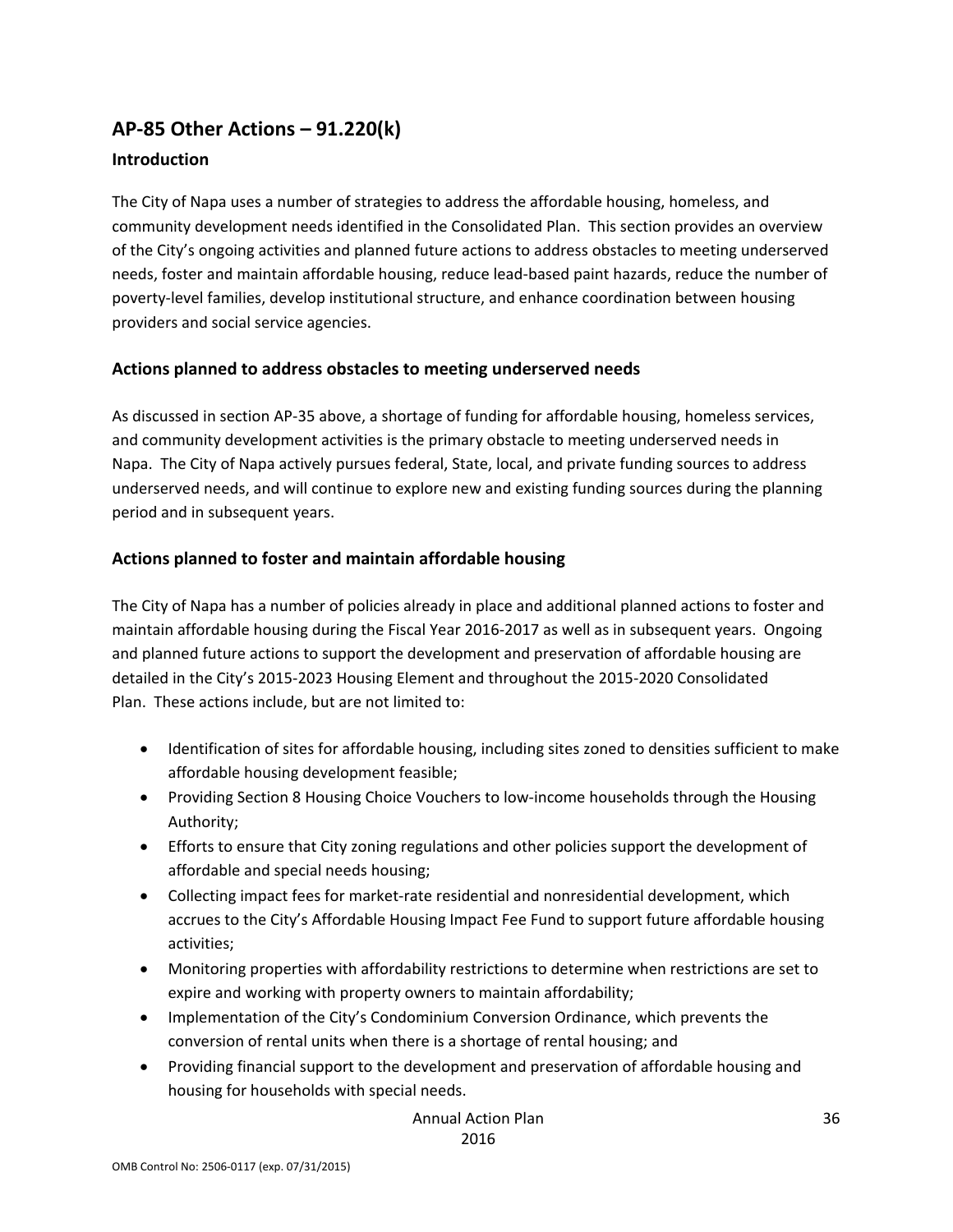## AP-85 Other Actions – 91.220(k)

### Introduction

The City of Napa uses a number of strategies to address the affordable housing, homeless, and community development needs identified in the Consolidated Plan. This section provides an overview of the City's ongoing activities and planned future actions to address obstacles to meeting underserved needs, foster and maintain affordable housing, reduce lead-based paint hazards, reduce the number of poverty-level families, develop institutional structure, and enhance coordination between housing providers and social service agencies.

### Actions planned to address obstacles to meeting underserved needs

As discussed in section AP-35 above, a shortage of funding for affordable housing, homeless services, and community development activities is the primary obstacle to meeting underserved needs in Napa. The City of Napa actively pursues federal, State, local, and private funding sources to address underserved needs, and will continue to explore new and existing funding sources during the planning period and in subsequent years.

### Actions planned to foster and maintain affordable housing

The City of Napa has a number of policies already in place and additional planned actions to foster and maintain affordable housing during the Fiscal Year 2016-2017 as well as in subsequent years. Ongoing and planned future actions to support the development and preservation of affordable housing are detailed in the City's 2015-2023 Housing Element and throughout the 2015-2020 Consolidated Plan. These actions include, but are not limited to:

- Identification of sites for affordable housing, including sites zoned to densities sufficient to make affordable housing development feasible;
- Providing Section 8 Housing Choice Vouchers to low-income households through the Housing Authority;
- Efforts to ensure that City zoning regulations and other policies support the development of affordable and special needs housing;
- Collecting impact fees for market-rate residential and nonresidential development, which accrues to the City's Affordable Housing Impact Fee Fund to support future affordable housing activities;
- Monitoring properties with affordability restrictions to determine when restrictions are set to expire and working with property owners to maintain affordability;
- Implementation of the City's Condominium Conversion Ordinance, which prevents the conversion of rental units when there is a shortage of rental housing; and
- Providing financial support to the development and preservation of affordable housing and housing for households with special needs.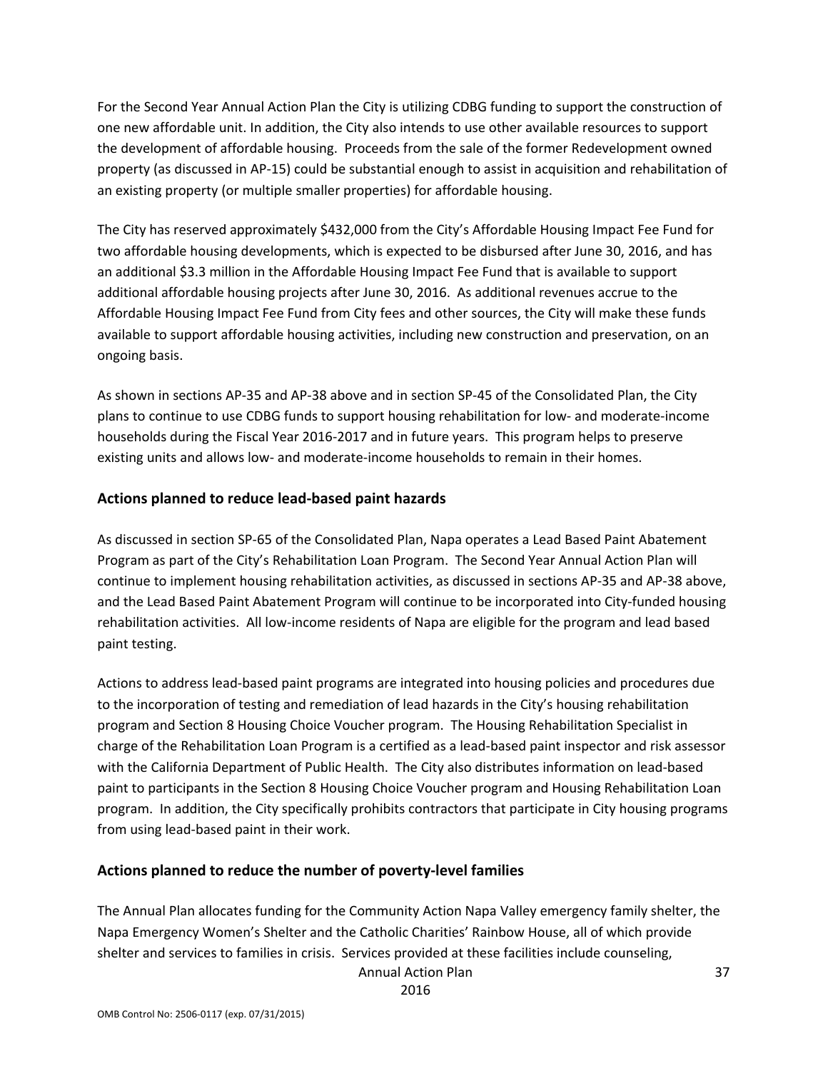For the Second Year Annual Action Plan the City is utilizing CDBG funding to support the construction of one new affordable unit. In addition, the City also intends to use other available resources to support the development of affordable housing. Proceeds from the sale of the former Redevelopment owned property (as discussed in AP-15) could be substantial enough to assist in acquisition and rehabilitation of an existing property (or multiple smaller properties) for affordable housing.

The City has reserved approximately $432,000 from the City's Affordable Housing Impact Fee Fund for two affordable housing developments, which is expected to be disbursed after June 30, 2016, and has an additional $3.3 million in the Affordable Housing Impact Fee Fund that is available to support additional affordable housing projects after June 30, 2016. As additional revenues accrue to the Affordable Housing Impact Fee Fund from City fees and other sources, the City will make these funds available to support affordable housing activities, including new construction and preservation, on an ongoing basis.

As shown in sections AP-35 and AP-38 above and in section SP-45 of the Consolidated Plan, the City plans to continue to use CDBG funds to support housing rehabilitation for low- and moderate-income households during the Fiscal Year 2016-2017 and in future years. This program helps to preserve existing units and allows low- and moderate-income households to remain in their homes.

## Actions planned to reduce lead-based paint hazards

As discussed in section SP-65 of the Consolidated Plan, Napa operates a Lead Based Paint Abatement Program as part of the City's Rehabilitation Loan Program. The Second Year Annual Action Plan will continue to implement housing rehabilitation activities, as discussed in sections AP-35 and AP-38 above, and the Lead Based Paint Abatement Program will continue to be incorporated into City-funded housing rehabilitation activities. All low-income residents of Napa are eligible for the program and lead based paint testing.

Actions to address lead-based paint programs are integrated into housing policies and procedures due to the incorporation of testing and remediation of lead hazards in the City's housing rehabilitation program and Section 8 Housing Choice Voucher program. The Housing Rehabilitation Specialist in charge of the Rehabilitation Loan Program is a certified as a lead-based paint inspector and risk assessor with the California Department of Public Health. The City also distributes information on lead-based paint to participants in the Section 8 Housing Choice Voucher program and Housing Rehabilitation Loan program. In addition, the City specifically prohibits contractors that participate in City housing programs from using lead-based paint in their work.

## Actions planned to reduce the number of poverty-level families

The Annual Plan allocates funding for the Community Action Napa Valley emergency family shelter, the Napa Emergency Women's Shelter and the Catholic Charities' Rainbow House, all of which provide shelter and services to families in crisis. Services provided at these facilities include counseling,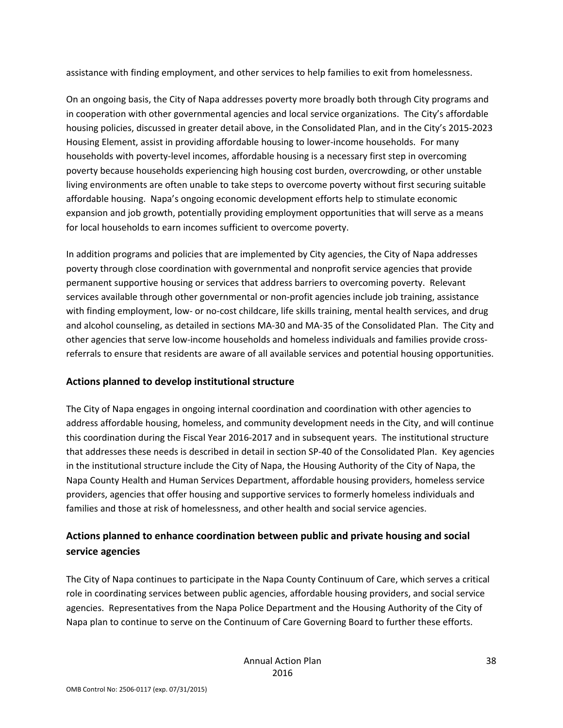assistance with finding employment, and other services to help families to exit from homelessness.

On an ongoing basis, the City of Napa addresses poverty more broadly both through City programs and in cooperation with other governmental agencies and local service organizations. The City's affordable housing policies, discussed in greater detail above, in the Consolidated Plan, and in the City's 2015-2023 Housing Element, assist in providing affordable housing to lower-income households. For many households with poverty-level incomes, affordable housing is a necessary first step in overcoming poverty because households experiencing high housing cost burden, overcrowding, or other unstable living environments are often unable to take steps to overcome poverty without first securing suitable affordable housing. Napa's ongoing economic development efforts help to stimulate economic expansion and job growth, potentially providing employment opportunities that will serve as a means for local households to earn incomes sufficient to overcome poverty.

In addition programs and policies that are implemented by City agencies, the City of Napa addresses poverty through close coordination with governmental and nonprofit service agencies that provide permanent supportive housing or services that address barriers to overcoming poverty. Relevant services available through other governmental or non-profit agencies include job training, assistance with finding employment, low- or no-cost childcare, life skills training, mental health services, and drug and alcohol counseling, as detailed in sections MA-30 and MA-35 of the Consolidated Plan. The City and other agencies that serve low-income households and homeless individuals and families provide cross-referrals to ensure that residents are aware of all available services and potential housing opportunities.

## Actions planned to develop institutional structure

The City of Napa engages in ongoing internal coordination and coordination with other agencies to address affordable housing, homeless, and community development needs in the City, and will continue this coordination during the Fiscal Year 2016-2017 and in subsequent years. The institutional structure that addresses these needs is described in detail in section SP-40 of the Consolidated Plan. Key agencies in the institutional structure include the City of Napa, the Housing Authority of the City of Napa, the Napa County Health and Human Services Department, affordable housing providers, homeless service providers, agencies that offer housing and supportive services to formerly homeless individuals and families and those at risk of homelessness, and other health and social service agencies.

## Actions planned to enhance coordination between public and private housing and social service agencies

The City of Napa continues to participate in the Napa County Continuum of Care, which serves a critical role in coordinating services between public agencies, affordable housing providers, and social service agencies. Representatives from the Napa Police Department and the Housing Authority of the City of Napa plan to continue to serve on the Continuum of Care Governing Board to further these efforts.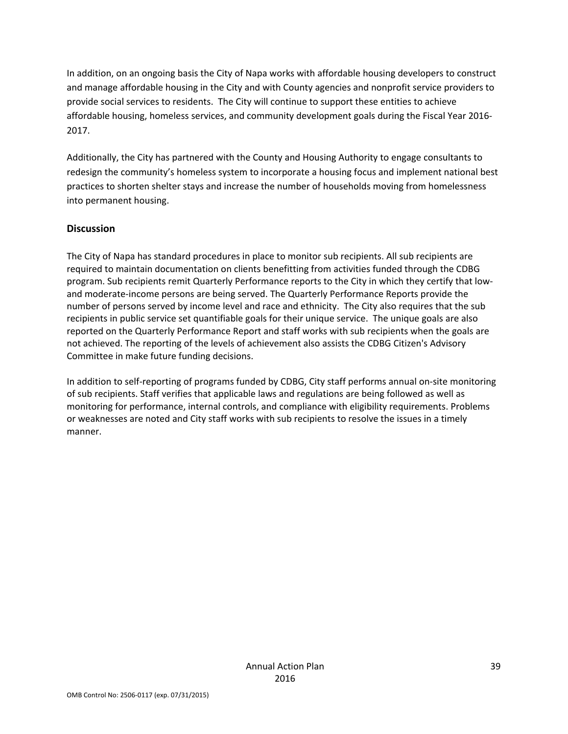In addition, on an ongoing basis the City of Napa works with affordable housing developers to construct and manage affordable housing in the City and with County agencies and nonprofit service providers to provide social services to residents. The City will continue to support these entities to achieve affordable housing, homeless services, and community development goals during the Fiscal Year 2016-2017.

Additionally, the City has partnered with the County and Housing Authority to engage consultants to redesign the community's homeless system to incorporate a housing focus and implement national best practices to shorten shelter stays and increase the number of households moving from homelessness into permanent housing.

## Discussion

The City of Napa has standard procedures in place to monitor sub recipients. All sub recipients are required to maintain documentation on clients benefitting from activities funded through the CDBG program. Sub recipients remit Quarterly Performance reports to the City in which they certify that low- and moderate-income persons are being served. The Quarterly Performance Reports provide the number of persons served by income level and race and ethnicity. The City also requires that the sub recipients in public service set quantifiable goals for their unique service. The unique goals are also reported on the Quarterly Performance Report and staff works with sub recipients when the goals are not achieved. The reporting of the levels of achievement also assists the CDBG Citizen's Advisory Committee in make future funding decisions.

In addition to self-reporting of programs funded by CDBG, City staff performs annual on-site monitoring of sub recipients. Staff verifies that applicable laws and regulations are being followed as well as monitoring for performance, internal controls, and compliance with eligibility requirements. Problems or weaknesses are noted and City staff works with sub recipients to resolve the issues in a timely manner.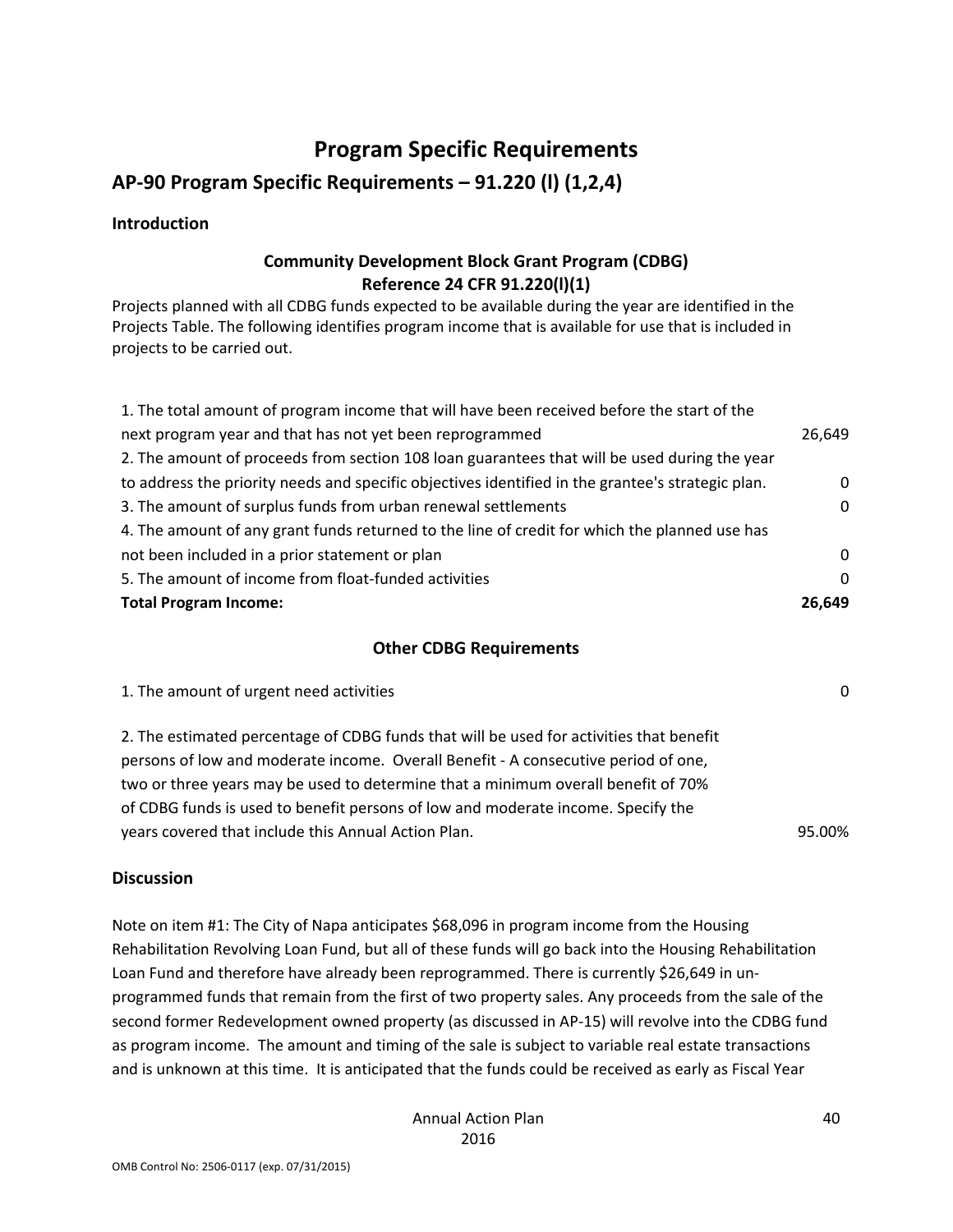# Program Specific Requirements

## AP-90 Program Specific Requirements – 91.220 (l) (1,2,4)

### Introduction

**Community Development Block Grant Program (CDBG)**
**Reference 24 CFR 91.220(l)(1)**

Projects planned with all CDBG funds expected to be available during the year are identified in the Projects Table. The following identifies program income that is available for use that is included in projects to be carried out.

| | |
|---|---|
| 1. The total amount of program income that will have been received before the start of the next program year and that has not yet been reprogrammed | 26,649 |
| 2. The amount of proceeds from section 108 loan guarantees that will be used during the year to address the priority needs and specific objectives identified in the grantee's strategic plan. | 0 |
| 3. The amount of surplus funds from urban renewal settlements | 0 |
| 4. The amount of any grant funds returned to the line of credit for which the planned use has not been included in a prior statement or plan | 0 |
| 5. The amount of income from float-funded activities | 0 |
| **Total Program Income:** | **26,649** |

**Other CDBG Requirements**

| | |
|---|---|
| 1. The amount of urgent need activities | 0 |
| 2. The estimated percentage of CDBG funds that will be used for activities that benefit persons of low and moderate income. Overall Benefit - A consecutive period of one, two or three years may be used to determine that a minimum overall benefit of 70% of CDBG funds is used to benefit persons of low and moderate income. Specify the years covered that include this Annual Action Plan. | 95.00% |

### Discussion

Note on item #1: The City of Napa anticipates $68,096 in program income from the Housing Rehabilitation Revolving Loan Fund, but all of these funds will go back into the Housing Rehabilitation Loan Fund and therefore have already been reprogrammed. There is currently $26,649 in un-programmed funds that remain from the first of two property sales. Any proceeds from the sale of the second former Redevelopment owned property (as discussed in AP-15) will revolve into the CDBG fund as program income. The amount and timing of the sale is subject to variable real estate transactions and is unknown at this time. It is anticipated that the funds could be received as early as Fiscal Year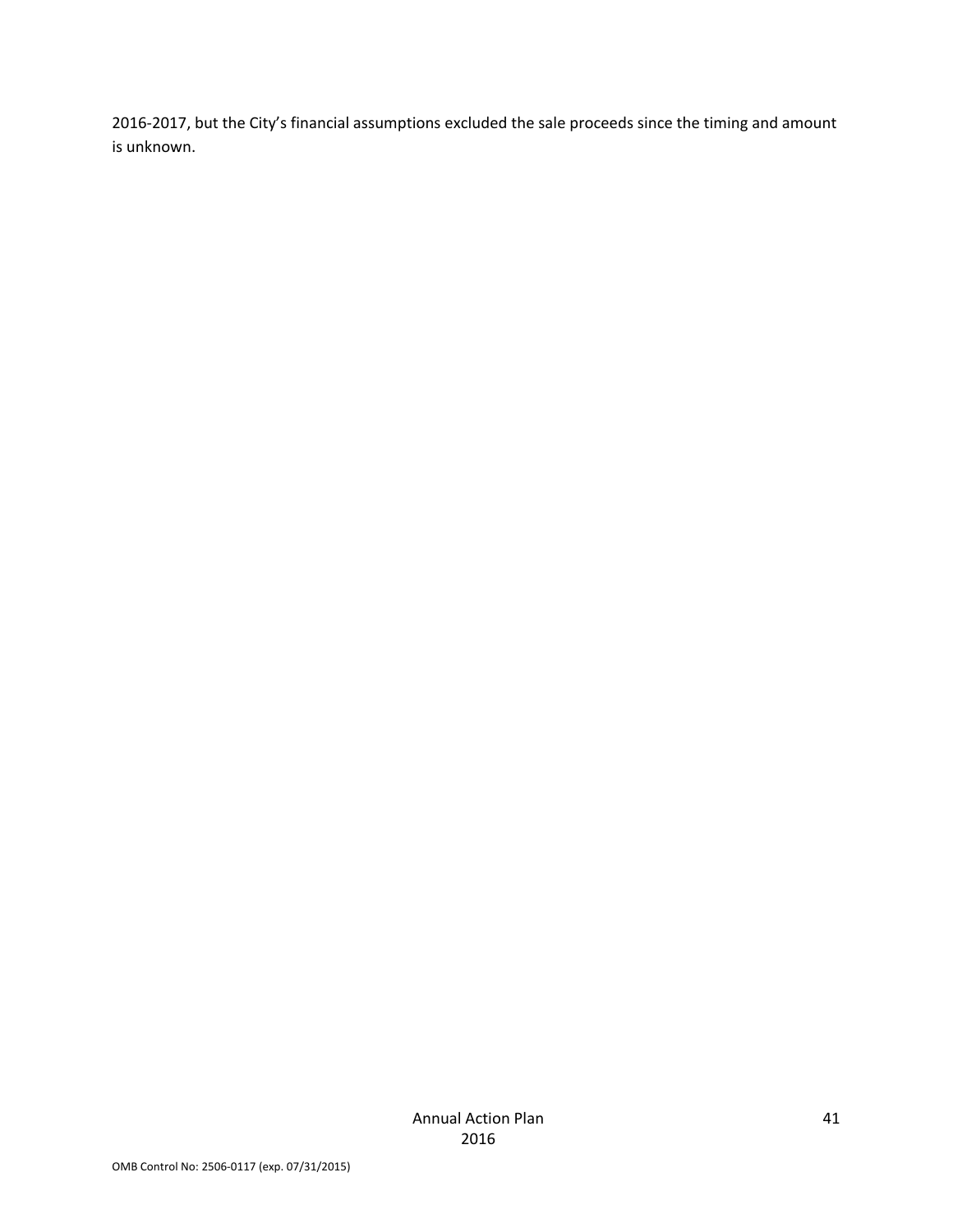2016-2017, but the City's financial assumptions excluded the sale proceeds since the timing and amount is unknown.